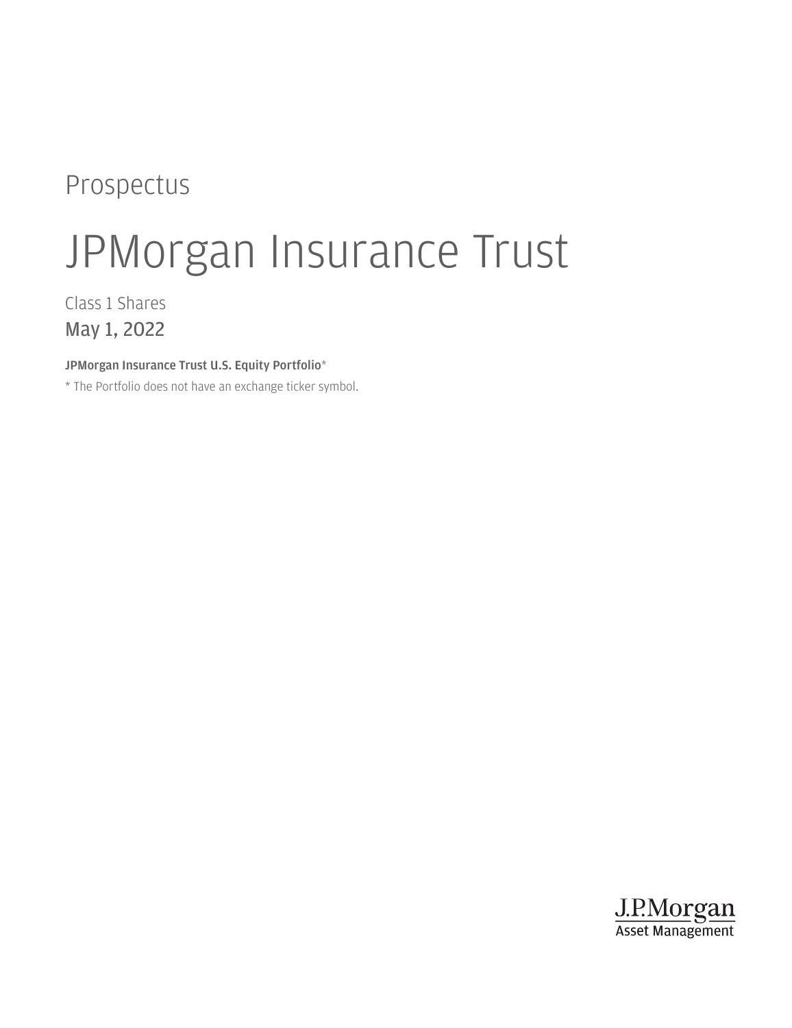Prospectus

# JPMorgan Insurance Trust

Class 1 Shares

May 1, 2022

**JPMorgan Insurance Trust U.S. Equity Portfolio***

* The Portfolio does not have an exchange ticker symbol.

J.P.Morgan
Asset Management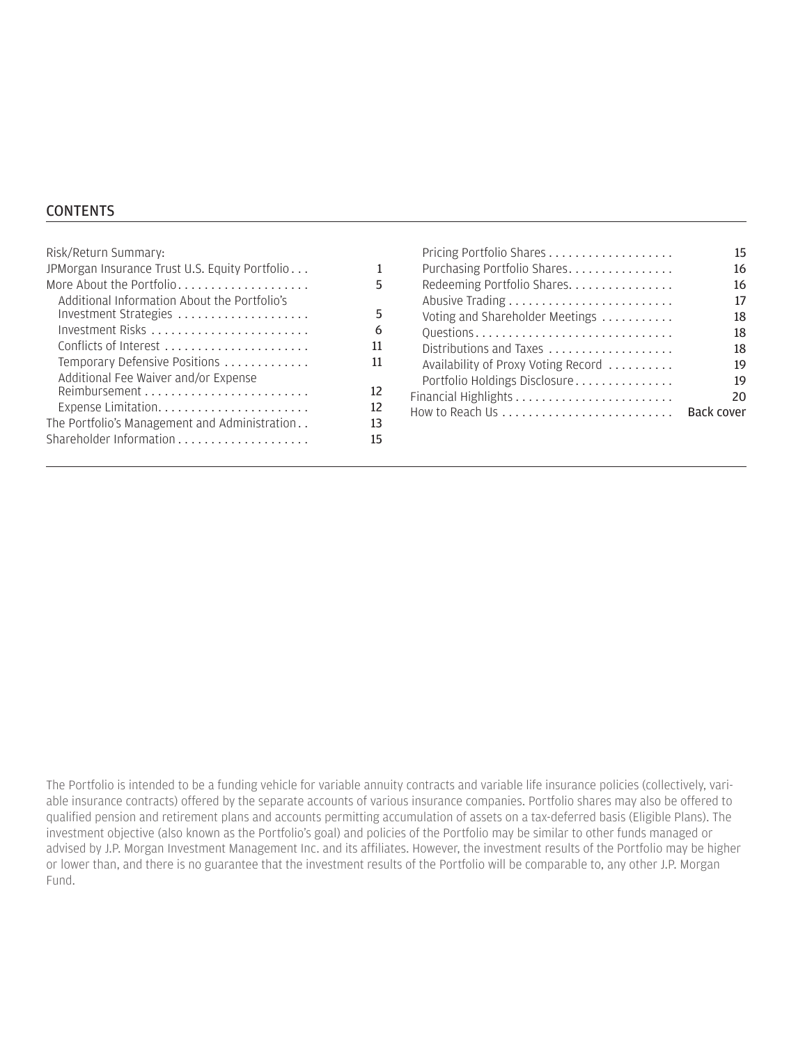## CONTENTS

| | |
|---|---|
| Risk/Return Summary: | |
| JPMorgan Insurance Trust U.S. Equity Portfolio | 1 |
| More About the Portfolio | 5 |
| Additional Information About the Portfolio's Investment Strategies | 5 |
| Investment Risks | 6 |
| Conflicts of Interest | 11 |
| Temporary Defensive Positions | 11 |
| Additional Fee Waiver and/or Expense Reimbursement | 12 |
| Expense Limitation | 12 |
| The Portfolio's Management and Administration | 13 |
| Shareholder Information | 15 |
| Pricing Portfolio Shares | 15 |
| Purchasing Portfolio Shares | 16 |
| Redeeming Portfolio Shares | 16 |
| Abusive Trading | 17 |
| Voting and Shareholder Meetings | 18 |
| Questions | 18 |
| Distributions and Taxes | 18 |
| Availability of Proxy Voting Record | 19 |
| Portfolio Holdings Disclosure | 19 |
| Financial Highlights | 20 |
| How to Reach Us | Back cover |

The Portfolio is intended to be a funding vehicle for variable annuity contracts and variable life insurance policies (collectively, variable insurance contracts) offered by the separate accounts of various insurance companies. Portfolio shares may also be offered to qualified pension and retirement plans and accounts permitting accumulation of assets on a tax-deferred basis (Eligible Plans). The investment objective (also known as the Portfolio's goal) and policies of the Portfolio may be similar to other funds managed or advised by J.P. Morgan Investment Management Inc. and its affiliates. However, the investment results of the Portfolio may be higher or lower than, and there is no guarantee that the investment results of the Portfolio will be comparable to, any other J.P. Morgan Fund.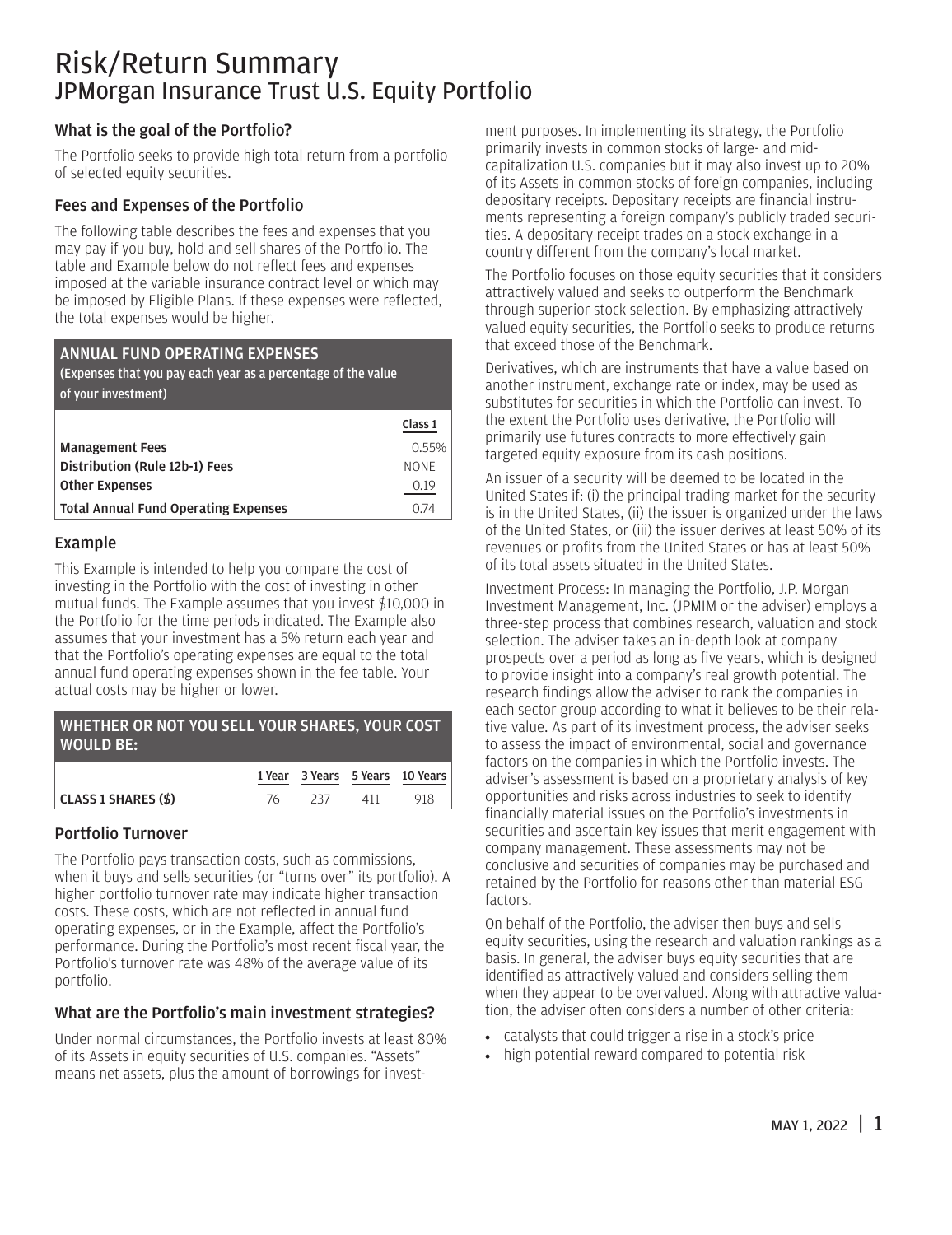# Risk/Return Summary
## JPMorgan Insurance Trust U.S. Equity Portfolio

### What is the goal of the Portfolio?

The Portfolio seeks to provide high total return from a portfolio of selected equity securities.

### Fees and Expenses of the Portfolio

The following table describes the fees and expenses that you may pay if you buy, hold and sell shares of the Portfolio. The table and Example below do not reflect fees and expenses imposed at the variable insurance contract level or which may be imposed by Eligible Plans. If these expenses were reflected, the total expenses would be higher.

**ANNUAL FUND OPERATING EXPENSES**
(Expenses that you pay each year as a percentage of the value of your investment)

| | Class 1 |
|---|---|
| **Management Fees** | 0.55% |
| **Distribution (Rule 12b-1) Fees** | NONE |
| **Other Expenses** | 0.19 |
| **Total Annual Fund Operating Expenses** | 0.74 |

### Example

This Example is intended to help you compare the cost of investing in the Portfolio with the cost of investing in other mutual funds. The Example assumes that you invest $10,000 in the Portfolio for the time periods indicated. The Example also assumes that your investment has a 5% return each year and that the Portfolio's operating expenses are equal to the total annual fund operating expenses shown in the fee table. Your actual costs may be higher or lower.

**WHETHER OR NOT YOU SELL YOUR SHARES, YOUR COST WOULD BE:**

| | 1 Year | 3 Years | 5 Years | 10 Years |
|---|---|---|---|---|
| **CLASS 1 SHARES ($)** | 76 | 237 | 411 | 918 |

### Portfolio Turnover

The Portfolio pays transaction costs, such as commissions, when it buys and sells securities (or "turns over" its portfolio). A higher portfolio turnover rate may indicate higher transaction costs. These costs, which are not reflected in annual fund operating expenses, or in the Example, affect the Portfolio's performance. During the Portfolio's most recent fiscal year, the Portfolio's turnover rate was 48% of the average value of its portfolio.

### What are the Portfolio's main investment strategies?

Under normal circumstances, the Portfolio invests at least 80% of its Assets in equity securities of U.S. companies. "Assets" means net assets, plus the amount of borrowings for investment purposes. In implementing its strategy, the Portfolio primarily invests in common stocks of large- and mid-capitalization U.S. companies but it may also invest up to 20% of its Assets in common stocks of foreign companies, including depositary receipts. Depositary receipts are financial instruments representing a foreign company's publicly traded securities. A depositary receipt trades on a stock exchange in a country different from the company's local market.

The Portfolio focuses on those equity securities that it considers attractively valued and seeks to outperform the Benchmark through superior stock selection. By emphasizing attractively valued equity securities, the Portfolio seeks to produce returns that exceed those of the Benchmark.

Derivatives, which are instruments that have a value based on another instrument, exchange rate or index, may be used as substitutes for securities in which the Portfolio can invest. To the extent the Portfolio uses derivative, the Portfolio will primarily use futures contracts to more effectively gain targeted equity exposure from its cash positions.

An issuer of a security will be deemed to be located in the United States if: (i) the principal trading market for the security is in the United States, (ii) the issuer is organized under the laws of the United States, or (iii) the issuer derives at least 50% of its revenues or profits from the United States or has at least 50% of its total assets situated in the United States.

Investment Process: In managing the Portfolio, J.P. Morgan Investment Management, Inc. (JPMIM or the adviser) employs a three-step process that combines research, valuation and stock selection. The adviser takes an in-depth look at company prospects over a period as long as five years, which is designed to provide insight into a company's real growth potential. The research findings allow the adviser to rank the companies in each sector group according to what it believes to be their relative value. As part of its investment process, the adviser seeks to assess the impact of environmental, social and governance factors on the companies in which the Portfolio invests. The adviser's assessment is based on a proprietary analysis of key opportunities and risks across industries to seek to identify financially material issues on the Portfolio's investments in securities and ascertain key issues that merit engagement with company management. These assessments may not be conclusive and securities of companies may be purchased and retained by the Portfolio for reasons other than material ESG factors.

On behalf of the Portfolio, the adviser then buys and sells equity securities, using the research and valuation rankings as a basis. In general, the adviser buys equity securities that are identified as attractively valued and considers selling them when they appear to be overvalued. Along with attractive valuation, the adviser often considers a number of other criteria:

- catalysts that could trigger a rise in a stock's price
- high potential reward compared to potential risk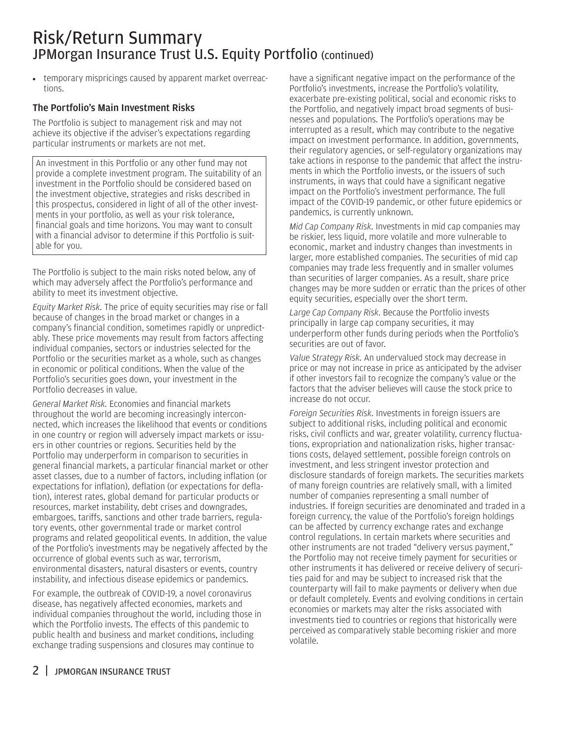- temporary mispricings caused by apparent market overreactions.

### The Portfolio's Main Investment Risks

The Portfolio is subject to management risk and may not achieve its objective if the adviser's expectations regarding particular instruments or markets are not met.

> An investment in this Portfolio or any other fund may not provide a complete investment program. The suitability of an investment in the Portfolio should be considered based on the investment objective, strategies and risks described in this prospectus, considered in light of all of the other investments in your portfolio, as well as your risk tolerance, financial goals and time horizons. You may want to consult with a financial advisor to determine if this Portfolio is suitable for you.

The Portfolio is subject to the main risks noted below, any of which may adversely affect the Portfolio's performance and ability to meet its investment objective.

*Equity Market Risk.* The price of equity securities may rise or fall because of changes in the broad market or changes in a company's financial condition, sometimes rapidly or unpredictably. These price movements may result from factors affecting individual companies, sectors or industries selected for the Portfolio or the securities market as a whole, such as changes in economic or political conditions. When the value of the Portfolio's securities goes down, your investment in the Portfolio decreases in value.

*General Market Risk.* Economies and financial markets throughout the world are becoming increasingly interconnected, which increases the likelihood that events or conditions in one country or region will adversely impact markets or issuers in other countries or regions. Securities held by the Portfolio may underperform in comparison to securities in general financial markets, a particular financial market or other asset classes, due to a number of factors, including inflation (or expectations for inflation), deflation (or expectations for deflation), interest rates, global demand for particular products or resources, market instability, debt crises and downgrades, embargoes, tariffs, sanctions and other trade barriers, regulatory events, other governmental trade or market control programs and related geopolitical events. In addition, the value of the Portfolio's investments may be negatively affected by the occurrence of global events such as war, terrorism, environmental disasters, natural disasters or events, country instability, and infectious disease epidemics or pandemics.

For example, the outbreak of COVID-19, a novel coronavirus disease, has negatively affected economies, markets and individual companies throughout the world, including those in which the Portfolio invests. The effects of this pandemic to public health and business and market conditions, including exchange trading suspensions and closures may continue to have a significant negative impact on the performance of the Portfolio's investments, increase the Portfolio's volatility, exacerbate pre-existing political, social and economic risks to the Portfolio, and negatively impact broad segments of businesses and populations. The Portfolio's operations may be interrupted as a result, which may contribute to the negative impact on investment performance. In addition, governments, their regulatory agencies, or self-regulatory organizations may take actions in response to the pandemic that affect the instruments in which the Portfolio invests, or the issuers of such instruments, in ways that could have a significant negative impact on the Portfolio's investment performance. The full impact of the COVID-19 pandemic, or other future epidemics or pandemics, is currently unknown.

*Mid Cap Company Risk.* Investments in mid cap companies may be riskier, less liquid, more volatile and more vulnerable to economic, market and industry changes than investments in larger, more established companies. The securities of mid cap companies may trade less frequently and in smaller volumes than securities of larger companies. As a result, share price changes may be more sudden or erratic than the prices of other equity securities, especially over the short term.

*Large Cap Company Risk.* Because the Portfolio invests principally in large cap company securities, it may underperform other funds during periods when the Portfolio's securities are out of favor.

*Value Strategy Risk.* An undervalued stock may decrease in price or may not increase in price as anticipated by the adviser if other investors fail to recognize the company's value or the factors that the adviser believes will cause the stock price to increase do not occur.

*Foreign Securities Risk.* Investments in foreign issuers are subject to additional risks, including political and economic risks, civil conflicts and war, greater volatility, currency fluctuations, expropriation and nationalization risks, higher transactions costs, delayed settlement, possible foreign controls on investment, and less stringent investor protection and disclosure standards of foreign markets. The securities markets of many foreign countries are relatively small, with a limited number of companies representing a small number of industries. If foreign securities are denominated and traded in a foreign currency, the value of the Portfolio's foreign holdings can be affected by currency exchange rates and exchange control regulations. In certain markets where securities and other instruments are not traded "delivery versus payment," the Portfolio may not receive timely payment for securities or other instruments it has delivered or receive delivery of securities paid for and may be subject to increased risk that the counterparty will fail to make payments or delivery when due or default completely. Events and evolving conditions in certain economies or markets may alter the risks associated with investments tied to countries or regions that historically were perceived as comparatively stable becoming riskier and more volatile.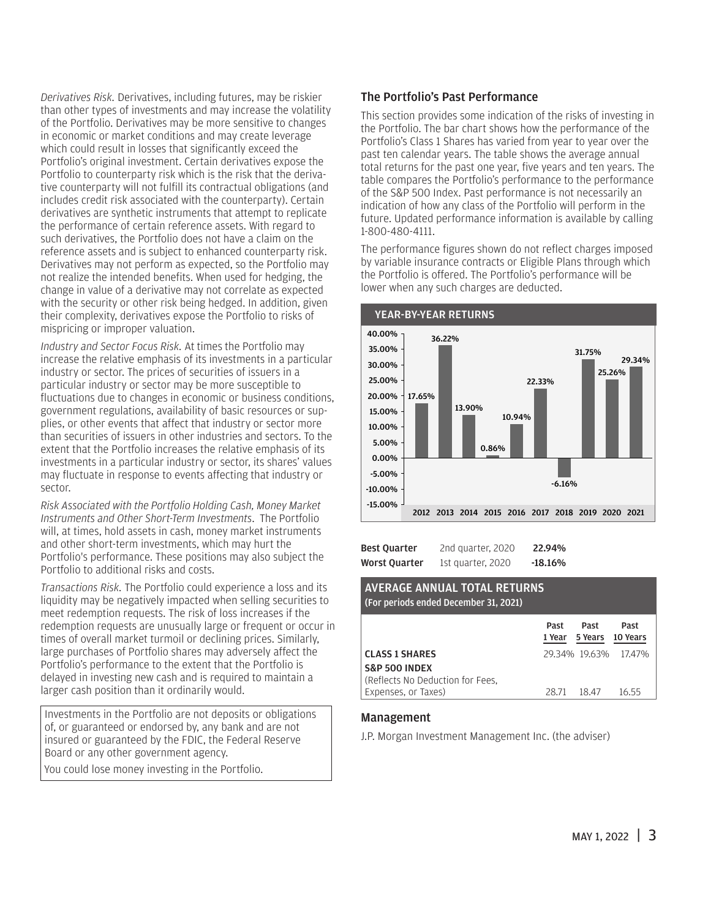*Derivatives Risk.* Derivatives, including futures, may be riskier than other types of investments and may increase the volatility of the Portfolio. Derivatives may be more sensitive to changes in economic or market conditions and may create leverage which could result in losses that significantly exceed the Portfolio's original investment. Certain derivatives expose the Portfolio to counterparty risk which is the risk that the derivative counterparty will not fulfill its contractual obligations (and includes credit risk associated with the counterparty). Certain derivatives are synthetic instruments that attempt to replicate the performance of certain reference assets. With regard to such derivatives, the Portfolio does not have a claim on the reference assets and is subject to enhanced counterparty risk. Derivatives may not perform as expected, so the Portfolio may not realize the intended benefits. When used for hedging, the change in value of a derivative may not correlate as expected with the security or other risk being hedged. In addition, given their complexity, derivatives expose the Portfolio to risks of mispricing or improper valuation.

*Industry and Sector Focus Risk.* At times the Portfolio may increase the relative emphasis of its investments in a particular industry or sector. The prices of securities of issuers in a particular industry or sector may be more susceptible to fluctuations due to changes in economic or business conditions, government regulations, availability of basic resources or supplies, or other events that affect that industry or sector more than securities of issuers in other industries and sectors. To the extent that the Portfolio increases the relative emphasis of its investments in a particular industry or sector, its shares' values may fluctuate in response to events affecting that industry or sector.

*Risk Associated with the Portfolio Holding Cash, Money Market Instruments and Other Short-Term Investments.* The Portfolio will, at times, hold assets in cash, money market instruments and other short-term investments, which may hurt the Portfolio's performance. These positions may also subject the Portfolio to additional risks and costs.

*Transactions Risk.* The Portfolio could experience a loss and its liquidity may be negatively impacted when selling securities to meet redemption requests. The risk of loss increases if the redemption requests are unusually large or frequent or occur in times of overall market turmoil or declining prices. Similarly, large purchases of Portfolio shares may adversely affect the Portfolio's performance to the extent that the Portfolio is delayed in investing new cash and is required to maintain a larger cash position than it ordinarily would.

Investments in the Portfolio are not deposits or obligations of, or guaranteed or endorsed by, any bank and are not insured or guaranteed by the FDIC, the Federal Reserve Board or any other government agency.

You could lose money investing in the Portfolio.

## The Portfolio's Past Performance

This section provides some indication of the risks of investing in the Portfolio. The bar chart shows how the performance of the Portfolio's Class 1 Shares has varied from year to year over the past ten calendar years. The table shows the average annual total returns for the past one year, five years and ten years. The table compares the Portfolio's performance to the performance of the S&P 500 Index. Past performance is not necessarily an indication of how any class of the Portfolio will perform in the future. Updated performance information is available by calling 1-800-480-4111.

The performance figures shown do not reflect charges imposed by variable insurance contracts or Eligible Plans through which the Portfolio is offered. The Portfolio's performance will be lower when any such charges are deducted.

**YEAR-BY-YEAR RETURNS**

| Year | Return |
|---|---|
| 2012 | 17.65% |
| 2013 | 36.22% |
| 2014 | 13.90% |
| 2015 | 0.86% |
| 2016 | 10.94% |
| 2017 | 22.33% |
| 2018 | -6.16% |
| 2019 | 31.75% |
| 2020 | 25.26% |
| 2021 | 29.34% |

| | | |
|---|---|---|
| **Best Quarter** | 2nd quarter, 2020 | **22.94%** |
| **Worst Quarter** | 1st quarter, 2020 | **-18.16%** |

**AVERAGE ANNUAL TOTAL RETURNS**
**(For periods ended December 31, 2021)**

| | Past 1 Year | Past 5 Years | Past 10 Years |
|---|---|---|---|
| **CLASS 1 SHARES** | 29.34% | 19.63% | 17.47% |
| **S&P 500 INDEX** (Reflects No Deduction for Fees, Expenses, or Taxes) | 28.71 | 18.47 | 16.55 |

## Management

J.P. Morgan Investment Management Inc. (the adviser)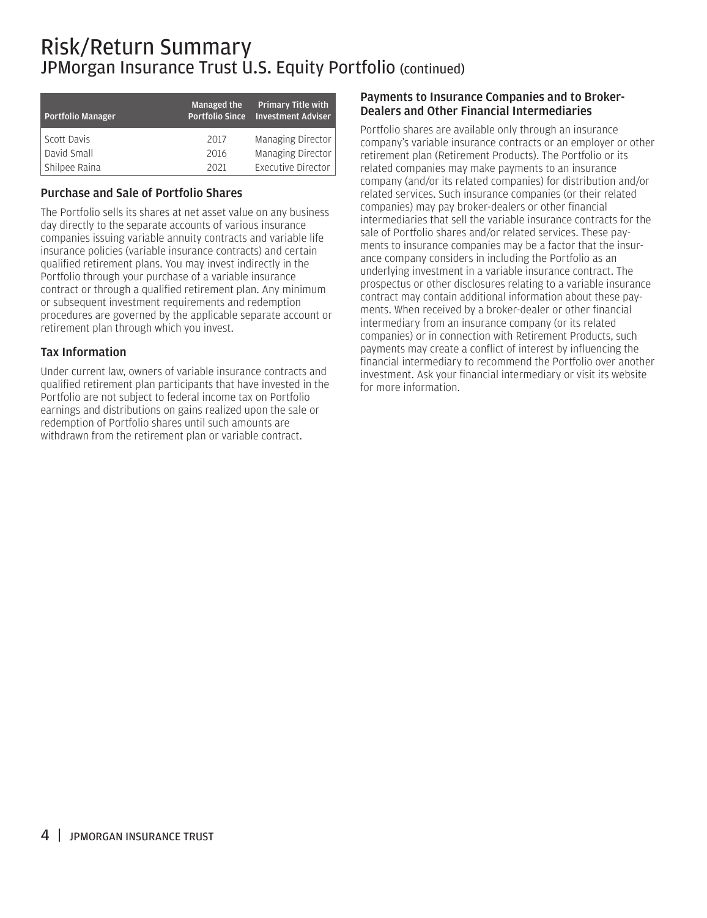# Risk/Return Summary
## JPMorgan Insurance Trust U.S. Equity Portfolio (continued)

| Portfolio Manager | Managed the Portfolio Since | Primary Title with Investment Adviser |
|---|---|---|
| Scott Davis | 2017 | Managing Director |
| David Small | 2016 | Managing Director |
| Shilpee Raina | 2021 | Executive Director |

### Purchase and Sale of Portfolio Shares

The Portfolio sells its shares at net asset value on any business day directly to the separate accounts of various insurance companies issuing variable annuity contracts and variable life insurance policies (variable insurance contracts) and certain qualified retirement plans. You may invest indirectly in the Portfolio through your purchase of a variable insurance contract or through a qualified retirement plan. Any minimum or subsequent investment requirements and redemption procedures are governed by the applicable separate account or retirement plan through which you invest.

### Tax Information

Under current law, owners of variable insurance contracts and qualified retirement plan participants that have invested in the Portfolio are not subject to federal income tax on Portfolio earnings and distributions on gains realized upon the sale or redemption of Portfolio shares until such amounts are withdrawn from the retirement plan or variable contract.

### Payments to Insurance Companies and to Broker-Dealers and Other Financial Intermediaries

Portfolio shares are available only through an insurance company's variable insurance contracts or an employer or other retirement plan (Retirement Products). The Portfolio or its related companies may make payments to an insurance company (and/or its related companies) for distribution and/or related services. Such insurance companies (or their related companies) may pay broker-dealers or other financial intermediaries that sell the variable insurance contracts for the sale of Portfolio shares and/or related services. These payments to insurance companies may be a factor that the insurance company considers in including the Portfolio as an underlying investment in a variable insurance contract. The prospectus or other disclosures relating to a variable insurance contract may contain additional information about these payments. When received by a broker-dealer or other financial intermediary from an insurance company (or its related companies) or in connection with Retirement Products, such payments may create a conflict of interest by influencing the financial intermediary to recommend the Portfolio over another investment. Ask your financial intermediary or visit its website for more information.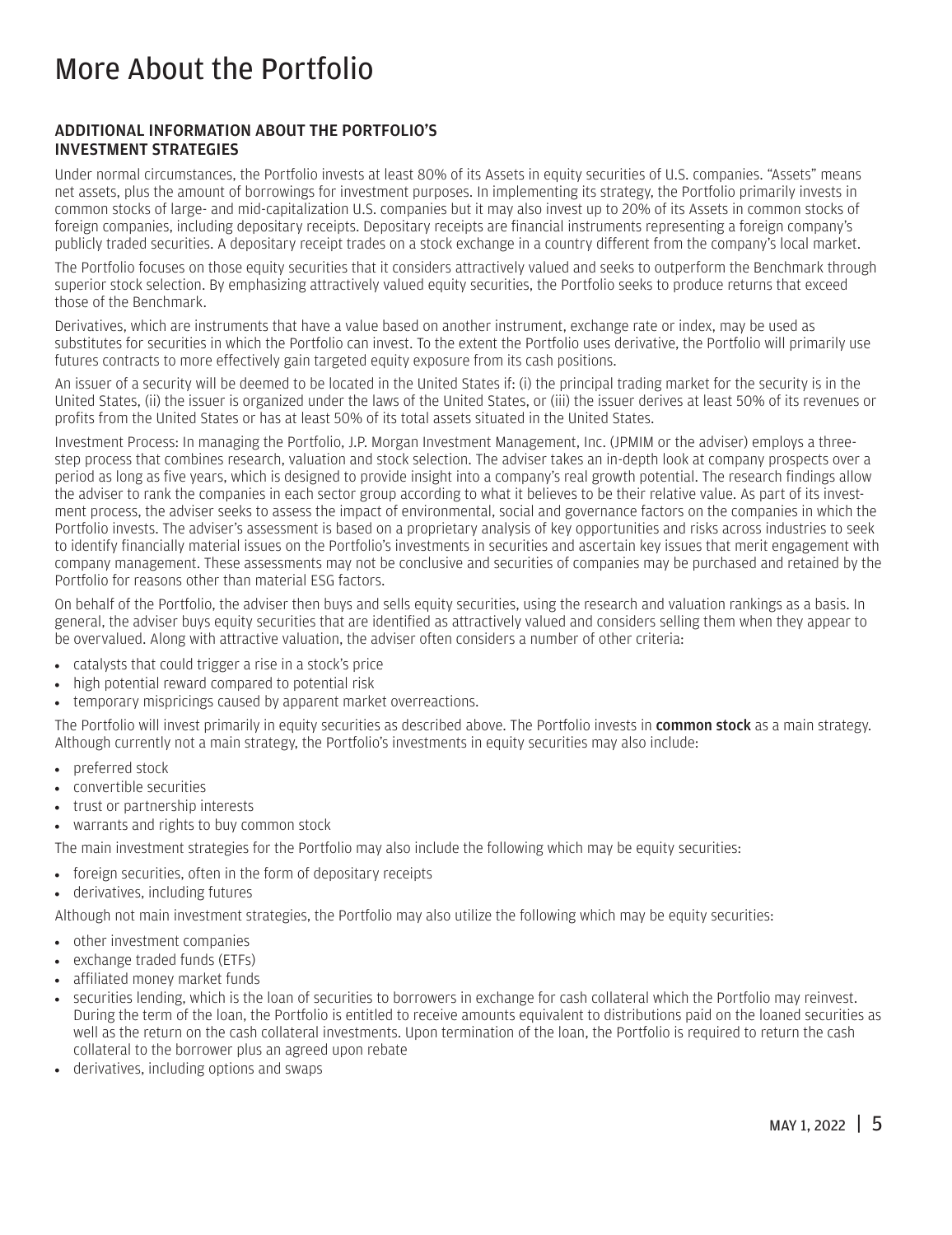# More About the Portfolio

## ADDITIONAL INFORMATION ABOUT THE PORTFOLIO'S INVESTMENT STRATEGIES

Under normal circumstances, the Portfolio invests at least 80% of its Assets in equity securities of U.S. companies. "Assets" means net assets, plus the amount of borrowings for investment purposes. In implementing its strategy, the Portfolio primarily invests in common stocks of large- and mid-capitalization U.S. companies but it may also invest up to 20% of its Assets in common stocks of foreign companies, including depositary receipts. Depositary receipts are financial instruments representing a foreign company's publicly traded securities. A depositary receipt trades on a stock exchange in a country different from the company's local market.

The Portfolio focuses on those equity securities that it considers attractively valued and seeks to outperform the Benchmark through superior stock selection. By emphasizing attractively valued equity securities, the Portfolio seeks to produce returns that exceed those of the Benchmark.

Derivatives, which are instruments that have a value based on another instrument, exchange rate or index, may be used as substitutes for securities in which the Portfolio can invest. To the extent the Portfolio uses derivative, the Portfolio will primarily use futures contracts to more effectively gain targeted equity exposure from its cash positions.

An issuer of a security will be deemed to be located in the United States if: (i) the principal trading market for the security is in the United States, (ii) the issuer is organized under the laws of the United States, or (iii) the issuer derives at least 50% of its revenues or profits from the United States or has at least 50% of its total assets situated in the United States.

Investment Process: In managing the Portfolio, J.P. Morgan Investment Management, Inc. (JPMIM or the adviser) employs a three-step process that combines research, valuation and stock selection. The adviser takes an in-depth look at company prospects over a period as long as five years, which is designed to provide insight into a company's real growth potential. The research findings allow the adviser to rank the companies in each sector group according to what it believes to be their relative value. As part of its investment process, the adviser seeks to assess the impact of environmental, social and governance factors on the companies in which the Portfolio invests. The adviser's assessment is based on a proprietary analysis of key opportunities and risks across industries to seek to identify financially material issues on the Portfolio's investments in securities and ascertain key issues that merit engagement with company management. These assessments may not be conclusive and securities of companies may be purchased and retained by the Portfolio for reasons other than material ESG factors.

On behalf of the Portfolio, the adviser then buys and sells equity securities, using the research and valuation rankings as a basis. In general, the adviser buys equity securities that are identified as attractively valued and considers selling them when they appear to be overvalued. Along with attractive valuation, the adviser often considers a number of other criteria:

- catalysts that could trigger a rise in a stock's price
- high potential reward compared to potential risk
- temporary mispricings caused by apparent market overreactions.

The Portfolio will invest primarily in equity securities as described above. The Portfolio invests in **common stock** as a main strategy. Although currently not a main strategy, the Portfolio's investments in equity securities may also include:

- preferred stock
- convertible securities
- trust or partnership interests
- warrants and rights to buy common stock

The main investment strategies for the Portfolio may also include the following which may be equity securities:

- foreign securities, often in the form of depositary receipts
- derivatives, including futures

Although not main investment strategies, the Portfolio may also utilize the following which may be equity securities:

- other investment companies
- exchange traded funds (ETFs)
- affiliated money market funds
- securities lending, which is the loan of securities to borrowers in exchange for cash collateral which the Portfolio may reinvest. During the term of the loan, the Portfolio is entitled to receive amounts equivalent to distributions paid on the loaned securities as well as the return on the cash collateral investments. Upon termination of the loan, the Portfolio is required to return the cash collateral to the borrower plus an agreed upon rebate
- derivatives, including options and swaps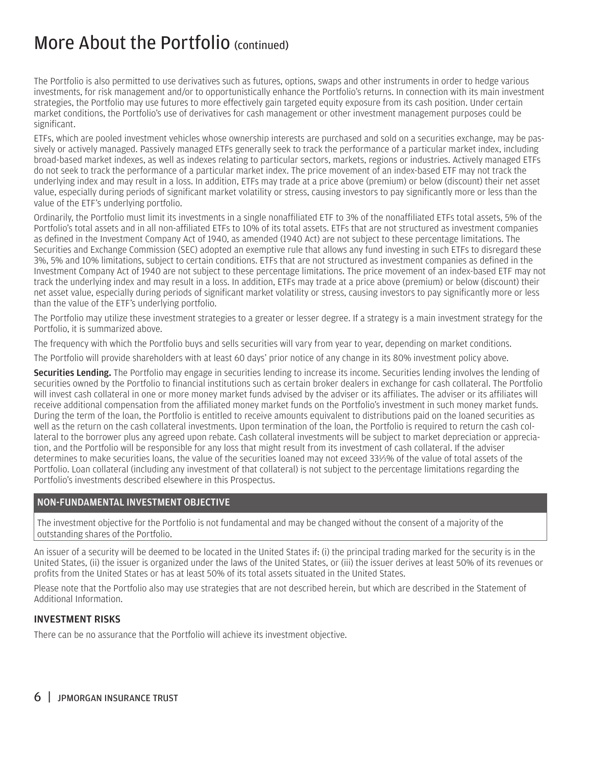// "More About the Portfolio (continued)" is the page header. It's a running header likely, but also a section title. Keep as heading? It repeats across pages with "(continued)". I'll include as heading since it's the page title... Running header — arguably omit. I'll keep it as heading.

# More About the Portfolio (continued)

The Portfolio is also permitted to use derivatives such as futures, options, swaps and other instruments in order to hedge various investments, for risk management and/or to opportunistically enhance the Portfolio's returns. In connection with its main investment strategies, the Portfolio may use futures to more effectively gain targeted equity exposure from its cash position. Under certain market conditions, the Portfolio's use of derivatives for cash management or other investment management purposes could be significant.

ETFs, which are pooled investment vehicles whose ownership interests are purchased and sold on a securities exchange, may be passively or actively managed. Passively managed ETFs generally seek to track the performance of a particular market index, including broad-based market indexes, as well as indexes relating to particular sectors, markets, regions or industries. Actively managed ETFs do not seek to track the performance of a particular market index. The price movement of an index-based ETF may not track the underlying index and may result in a loss. In addition, ETFs may trade at a price above (premium) or below (discount) their net asset value, especially during periods of significant market volatility or stress, causing investors to pay significantly more or less than the value of the ETF's underlying portfolio.

Ordinarily, the Portfolio must limit its investments in a single nonaffiliated ETF to 3% of the nonaffiliated ETFs total assets, 5% of the Portfolio's total assets and in all non-affiliated ETFs to 10% of its total assets. ETFs that are not structured as investment companies as defined in the Investment Company Act of 1940, as amended (1940 Act) are not subject to these percentage limitations. The Securities and Exchange Commission (SEC) adopted an exemptive rule that allows any fund investing in such ETFs to disregard these 3%, 5% and 10% limitations, subject to certain conditions. ETFs that are not structured as investment companies as defined in the Investment Company Act of 1940 are not subject to these percentage limitations. The price movement of an index-based ETF may not track the underlying index and may result in a loss. In addition, ETFs may trade at a price above (premium) or below (discount) their net asset value, especially during periods of significant market volatility or stress, causing investors to pay significantly more or less than the value of the ETF's underlying portfolio.

The Portfolio may utilize these investment strategies to a greater or lesser degree. If a strategy is a main investment strategy for the Portfolio, it is summarized above.

The frequency with which the Portfolio buys and sells securities will vary from year to year, depending on market conditions.

The Portfolio will provide shareholders with at least 60 days' prior notice of any change in its 80% investment policy above.

**Securities Lending.** The Portfolio may engage in securities lending to increase its income. Securities lending involves the lending of securities owned by the Portfolio to financial institutions such as certain broker dealers in exchange for cash collateral. The Portfolio will invest cash collateral in one or more money market funds advised by the adviser or its affiliates. The adviser or its affiliates will receive additional compensation from the affiliated money market funds on the Portfolio's investment in such money market funds. During the term of the loan, the Portfolio is entitled to receive amounts equivalent to distributions paid on the loaned securities as well as the return on the cash collateral investments. Upon termination of the loan, the Portfolio is required to return the cash collateral to the borrower plus any agreed upon rebate. Cash collateral investments will be subject to market depreciation or appreciation, and the Portfolio will be responsible for any loss that might result from its investment of cash collateral. If the adviser determines to make securities loans, the value of the securities loaned may not exceed 33⅓% of the value of total assets of the Portfolio. Loan collateral (including any investment of that collateral) is not subject to the percentage limitations regarding the Portfolio's investments described elsewhere in this Prospectus.

### NON-FUNDAMENTAL INVESTMENT OBJECTIVE

The investment objective for the Portfolio is not fundamental and may be changed without the consent of a majority of the outstanding shares of the Portfolio.

An issuer of a security will be deemed to be located in the United States if: (i) the principal trading marked for the security is in the United States, (ii) the issuer is organized under the laws of the United States, or (iii) the issuer derives at least 50% of its revenues or profits from the United States or has at least 50% of its total assets situated in the United States.

Please note that the Portfolio also may use strategies that are not described herein, but which are described in the Statement of Additional Information.

## INVESTMENT RISKS

There can be no assurance that the Portfolio will achieve its investment objective.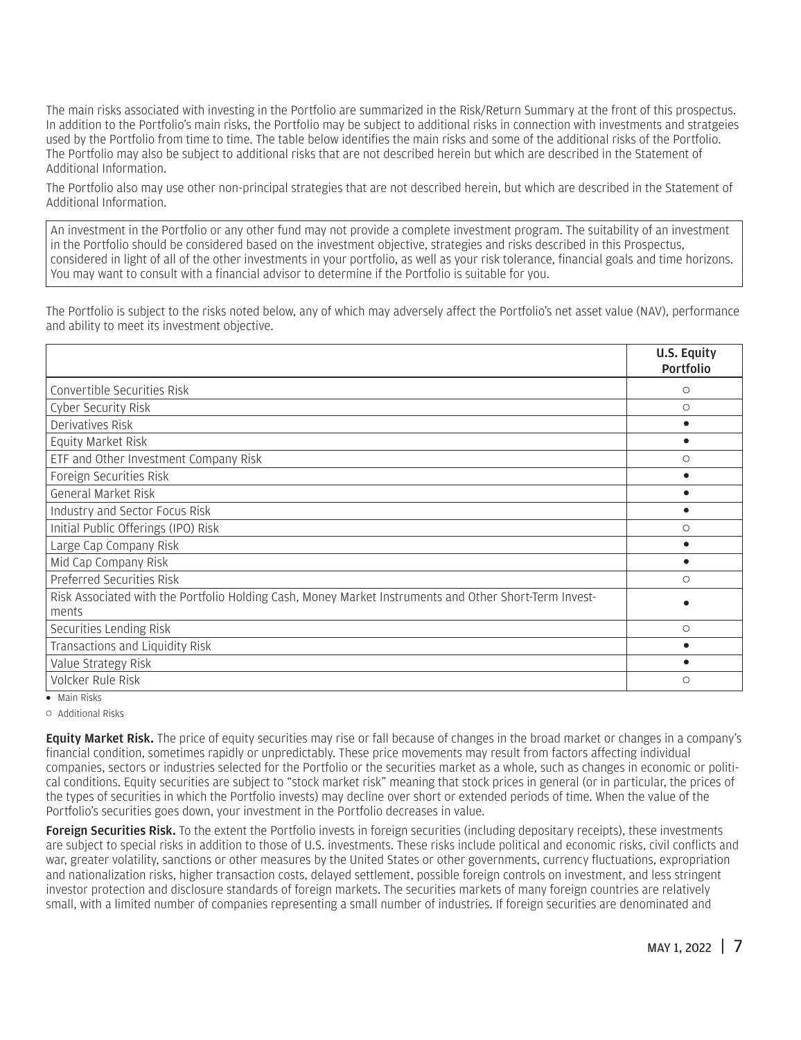The main risks associated with investing in the Portfolio are summarized in the Risk/Return Summary at the front of this prospectus. In addition to the Portfolio's main risks, the Portfolio may be subject to additional risks in connection with investments and stratgeies used by the Portfolio from time to time. The table below identifies the main risks and some of the additional risks of the Portfolio. The Portfolio may also be subject to additional risks that are not described herein but which are described in the Statement of Additional Information.

The Portfolio also may use other non-principal strategies that are not described herein, but which are described in the Statement of Additional Information.

An investment in the Portfolio or any other fund may not provide a complete investment program. The suitability of an investment in the Portfolio should be considered based on the investment objective, strategies and risks described in this Prospectus, considered in light of all of the other investments in your portfolio, as well as your risk tolerance, financial goals and time horizons. You may want to consult with a financial advisor to determine if the Portfolio is suitable for you.

The Portfolio is subject to the risks noted below, any of which may adversely affect the Portfolio's net asset value (NAV), performance and ability to meet its investment objective.

| | U.S. Equity Portfolio |
|---|---|
| Convertible Securities Risk | ○ |
| Cyber Security Risk | ○ |
| Derivatives Risk | • |
| Equity Market Risk | • |
| ETF and Other Investment Company Risk | ○ |
| Foreign Securities Risk | • |
| General Market Risk | • |
| Industry and Sector Focus Risk | • |
| Initial Public Offerings (IPO) Risk | ○ |
| Large Cap Company Risk | • |
| Mid Cap Company Risk | • |
| Preferred Securities Risk | ○ |
| Risk Associated with the Portfolio Holding Cash, Money Market Instruments and Other Short-Term Investments | • |
| Securities Lending Risk | ○ |
| Transactions and Liquidity Risk | • |
| Value Strategy Risk | • |
| Volcker Rule Risk | ○ |

• Main Risks

○ Additional Risks

**Equity Market Risk.** The price of equity securities may rise or fall because of changes in the broad market or changes in a company's financial condition, sometimes rapidly or unpredictably. These price movements may result from factors affecting individual companies, sectors or industries selected for the Portfolio or the securities market as a whole, such as changes in economic or political conditions. Equity securities are subject to "stock market risk" meaning that stock prices in general (or in particular, the prices of the types of securities in which the Portfolio invests) may decline over short or extended periods of time. When the value of the Portfolio's securities goes down, your investment in the Portfolio decreases in value.

**Foreign Securities Risk.** To the extent the Portfolio invests in foreign securities (including depositary receipts), these investments are subject to special risks in addition to those of U.S. investments. These risks include political and economic risks, civil conflicts and war, greater volatility, sanctions or other measures by the United States or other governments, currency fluctuations, expropriation and nationalization risks, higher transaction costs, delayed settlement, possible foreign controls on investment, and less stringent investor protection and disclosure standards of foreign markets. The securities markets of many foreign countries are relatively small, with a limited number of companies representing a small number of industries. If foreign securities are denominated and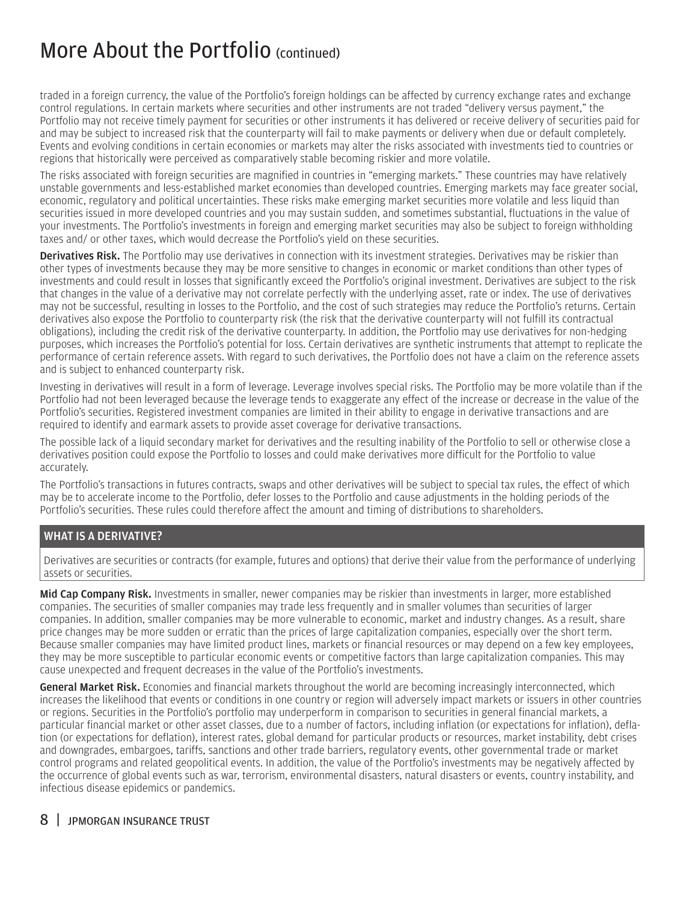traded in a foreign currency, the value of the Portfolio's foreign holdings can be affected by currency exchange rates and exchange control regulations. In certain markets where securities and other instruments are not traded "delivery versus payment," the Portfolio may not receive timely payment for securities or other instruments it has delivered or receive delivery of securities paid for and may be subject to increased risk that the counterparty will fail to make payments or delivery when due or default completely. Events and evolving conditions in certain economies or markets may alter the risks associated with investments tied to countries or regions that historically were perceived as comparatively stable becoming riskier and more volatile.

The risks associated with foreign securities are magnified in countries in "emerging markets." These countries may have relatively unstable governments and less-established market economies than developed countries. Emerging markets may face greater social, economic, regulatory and political uncertainties. These risks make emerging market securities more volatile and less liquid than securities issued in more developed countries and you may sustain sudden, and sometimes substantial, fluctuations in the value of your investments. The Portfolio's investments in foreign and emerging market securities may also be subject to foreign withholding taxes and/ or other taxes, which would decrease the Portfolio's yield on these securities.

**Derivatives Risk.** The Portfolio may use derivatives in connection with its investment strategies. Derivatives may be riskier than other types of investments because they may be more sensitive to changes in economic or market conditions than other types of investments and could result in losses that significantly exceed the Portfolio's original investment. Derivatives are subject to the risk that changes in the value of a derivative may not correlate perfectly with the underlying asset, rate or index. The use of derivatives may not be successful, resulting in losses to the Portfolio, and the cost of such strategies may reduce the Portfolio's returns. Certain derivatives also expose the Portfolio to counterparty risk (the risk that the derivative counterparty will not fulfill its contractual obligations), including the credit risk of the derivative counterparty. In addition, the Portfolio may use derivatives for non-hedging purposes, which increases the Portfolio's potential for loss. Certain derivatives are synthetic instruments that attempt to replicate the performance of certain reference assets. With regard to such derivatives, the Portfolio does not have a claim on the reference assets and is subject to enhanced counterparty risk.

Investing in derivatives will result in a form of leverage. Leverage involves special risks. The Portfolio may be more volatile than if the Portfolio had not been leveraged because the leverage tends to exaggerate any effect of the increase or decrease in the value of the Portfolio's securities. Registered investment companies are limited in their ability to engage in derivative transactions and are required to identify and earmark assets to provide asset coverage for derivative transactions.

The possible lack of a liquid secondary market for derivatives and the resulting inability of the Portfolio to sell or otherwise close a derivatives position could expose the Portfolio to losses and could make derivatives more difficult for the Portfolio to value accurately.

The Portfolio's transactions in futures contracts, swaps and other derivatives will be subject to special tax rules, the effect of which may be to accelerate income to the Portfolio, defer losses to the Portfolio and cause adjustments in the holding periods of the Portfolio's securities. These rules could therefore affect the amount and timing of distributions to shareholders.

### WHAT IS A DERIVATIVE?

Derivatives are securities or contracts (for example, futures and options) that derive their value from the performance of underlying assets or securities.

**Mid Cap Company Risk.** Investments in smaller, newer companies may be riskier than investments in larger, more established companies. The securities of smaller companies may trade less frequently and in smaller volumes than securities of larger companies. In addition, smaller companies may be more vulnerable to economic, market and industry changes. As a result, share price changes may be more sudden or erratic than the prices of large capitalization companies, especially over the short term. Because smaller companies may have limited product lines, markets or financial resources or may depend on a few key employees, they may be more susceptible to particular economic events or competitive factors than large capitalization companies. This may cause unexpected and frequent decreases in the value of the Portfolio's investments.

**General Market Risk.** Economies and financial markets throughout the world are becoming increasingly interconnected, which increases the likelihood that events or conditions in one country or region will adversely impact markets or issuers in other countries or regions. Securities in the Portfolio's portfolio may underperform in comparison to securities in general financial markets, a particular financial market or other asset classes, due to a number of factors, including inflation (or expectations for inflation), deflation (or expectations for deflation), interest rates, global demand for particular products or resources, market instability, debt crises and downgrades, embargoes, tariffs, sanctions and other trade barriers, regulatory events, other governmental trade or market control programs and related geopolitical events. In addition, the value of the Portfolio's investments may be negatively affected by the occurrence of global events such as war, terrorism, environmental disasters, natural disasters or events, country instability, and infectious disease epidemics or pandemics.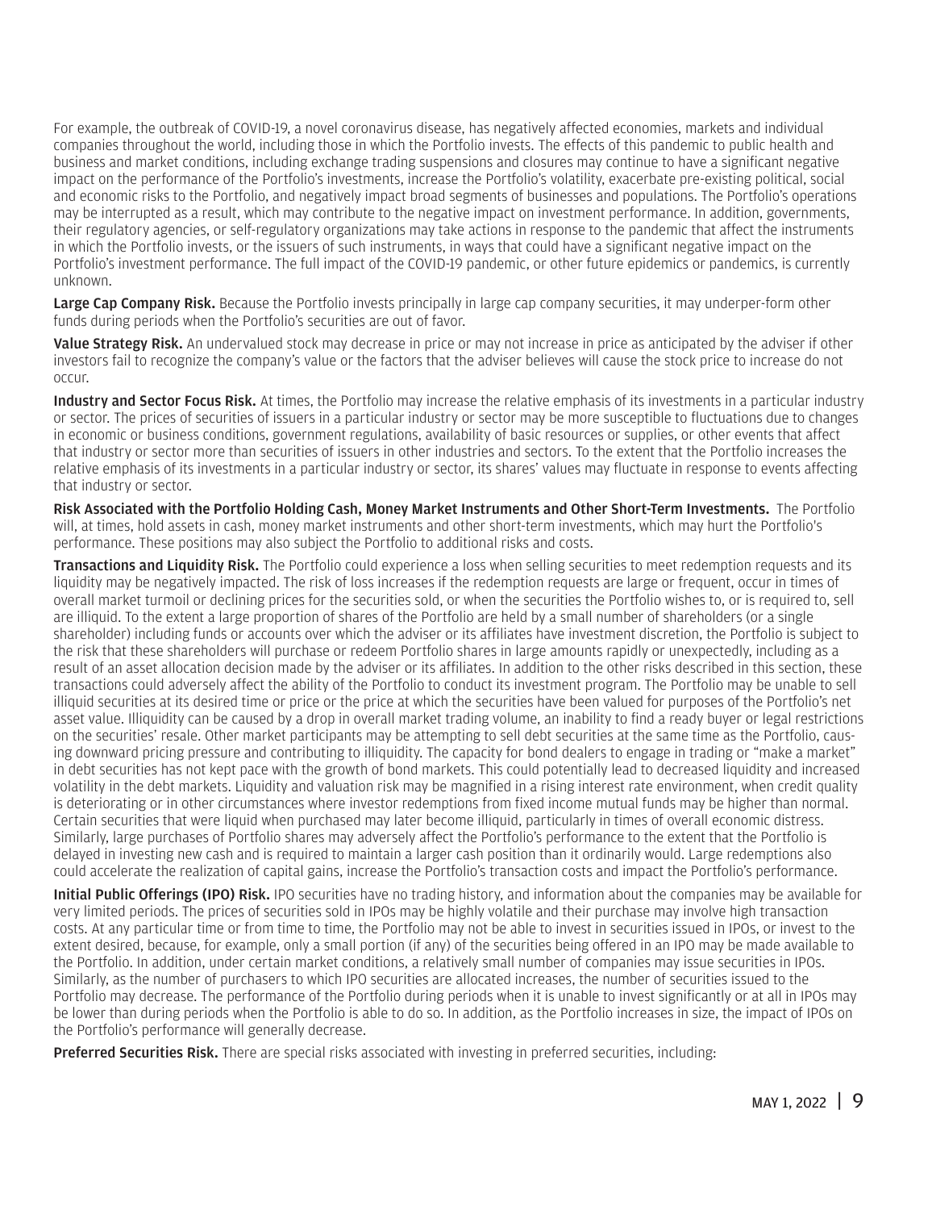For example, the outbreak of COVID-19, a novel coronavirus disease, has negatively affected economies, markets and individual companies throughout the world, including those in which the Portfolio invests. The effects of this pandemic to public health and business and market conditions, including exchange trading suspensions and closures may continue to have a significant negative impact on the performance of the Portfolio's investments, increase the Portfolio's volatility, exacerbate pre-existing political, social and economic risks to the Portfolio, and negatively impact broad segments of businesses and populations. The Portfolio's operations may be interrupted as a result, which may contribute to the negative impact on investment performance. In addition, governments, their regulatory agencies, or self-regulatory organizations may take actions in response to the pandemic that affect the instruments in which the Portfolio invests, or the issuers of such instruments, in ways that could have a significant negative impact on the Portfolio's investment performance. The full impact of the COVID-19 pandemic, or other future epidemics or pandemics, is currently unknown.

**Large Cap Company Risk.** Because the Portfolio invests principally in large cap company securities, it may underper-form other funds during periods when the Portfolio's securities are out of favor.

**Value Strategy Risk.** An undervalued stock may decrease in price or may not increase in price as anticipated by the adviser if other investors fail to recognize the company's value or the factors that the adviser believes will cause the stock price to increase do not occur.

**Industry and Sector Focus Risk.** At times, the Portfolio may increase the relative emphasis of its investments in a particular industry or sector. The prices of securities of issuers in a particular industry or sector may be more susceptible to fluctuations due to changes in economic or business conditions, government regulations, availability of basic resources or supplies, or other events that affect that industry or sector more than securities of issuers in other industries and sectors. To the extent that the Portfolio increases the relative emphasis of its investments in a particular industry or sector, its shares' values may fluctuate in response to events affecting that industry or sector.

**Risk Associated with the Portfolio Holding Cash, Money Market Instruments and Other Short-Term Investments.** The Portfolio will, at times, hold assets in cash, money market instruments and other short-term investments, which may hurt the Portfolio's performance. These positions may also subject the Portfolio to additional risks and costs.

**Transactions and Liquidity Risk.** The Portfolio could experience a loss when selling securities to meet redemption requests and its liquidity may be negatively impacted. The risk of loss increases if the redemption requests are large or frequent, occur in times of overall market turmoil or declining prices for the securities sold, or when the securities the Portfolio wishes to, or is required to, sell are illiquid. To the extent a large proportion of shares of the Portfolio are held by a small number of shareholders (or a single shareholder) including funds or accounts over which the adviser or its affiliates have investment discretion, the Portfolio is subject to the risk that these shareholders will purchase or redeem Portfolio shares in large amounts rapidly or unexpectedly, including as a result of an asset allocation decision made by the adviser or its affiliates. In addition to the other risks described in this section, these transactions could adversely affect the ability of the Portfolio to conduct its investment program. The Portfolio may be unable to sell illiquid securities at its desired time or price or the price at which the securities have been valued for purposes of the Portfolio's net asset value. Illiquidity can be caused by a drop in overall market trading volume, an inability to find a ready buyer or legal restrictions on the securities' resale. Other market participants may be attempting to sell debt securities at the same time as the Portfolio, causing downward pricing pressure and contributing to illiquidity. The capacity for bond dealers to engage in trading or "make a market" in debt securities has not kept pace with the growth of bond markets. This could potentially lead to decreased liquidity and increased volatility in the debt markets. Liquidity and valuation risk may be magnified in a rising interest rate environment, when credit quality is deteriorating or in other circumstances where investor redemptions from fixed income mutual funds may be higher than normal. Certain securities that were liquid when purchased may later become illiquid, particularly in times of overall economic distress. Similarly, large purchases of Portfolio shares may adversely affect the Portfolio's performance to the extent that the Portfolio is delayed in investing new cash and is required to maintain a larger cash position than it ordinarily would. Large redemptions also could accelerate the realization of capital gains, increase the Portfolio's transaction costs and impact the Portfolio's performance.

**Initial Public Offerings (IPO) Risk.** IPO securities have no trading history, and information about the companies may be available for very limited periods. The prices of securities sold in IPOs may be highly volatile and their purchase may involve high transaction costs. At any particular time or from time to time, the Portfolio may not be able to invest in securities issued in IPOs, or invest to the extent desired, because, for example, only a small portion (if any) of the securities being offered in an IPO may be made available to the Portfolio. In addition, under certain market conditions, a relatively small number of companies may issue securities in IPOs. Similarly, as the number of purchasers to which IPO securities are allocated increases, the number of securities issued to the Portfolio may decrease. The performance of the Portfolio during periods when it is unable to invest significantly or at all in IPOs may be lower than during periods when the Portfolio is able to do so. In addition, as the Portfolio increases in size, the impact of IPOs on the Portfolio's performance will generally decrease.

**Preferred Securities Risk.** There are special risks associated with investing in preferred securities, including: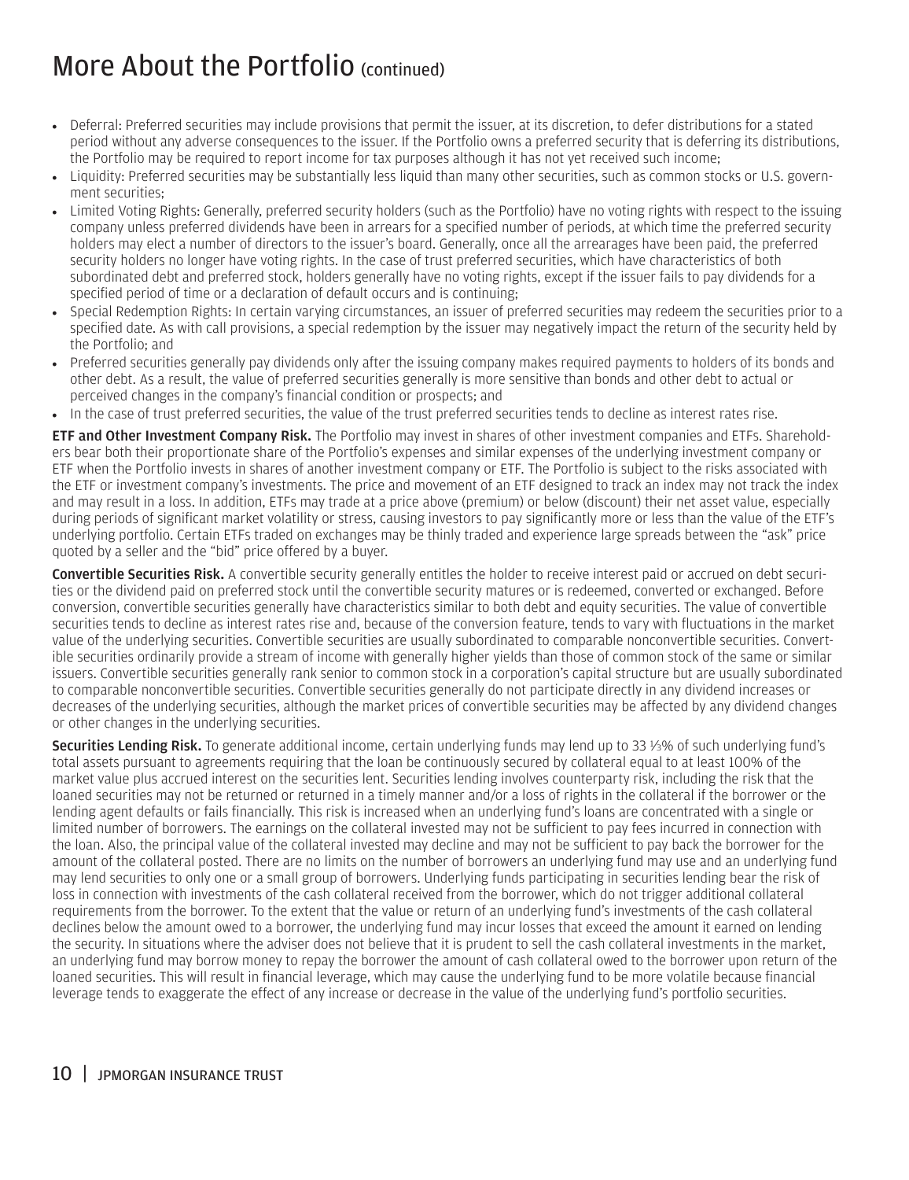# More About the Portfolio (continued)

- Deferral: Preferred securities may include provisions that permit the issuer, at its discretion, to defer distributions for a stated period without any adverse consequences to the issuer. If the Portfolio owns a preferred security that is deferring its distributions, the Portfolio may be required to report income for tax purposes although it has not yet received such income;
- Liquidity: Preferred securities may be substantially less liquid than many other securities, such as common stocks or U.S. government securities;
- Limited Voting Rights: Generally, preferred security holders (such as the Portfolio) have no voting rights with respect to the issuing company unless preferred dividends have been in arrears for a specified number of periods, at which time the preferred security holders may elect a number of directors to the issuer's board. Generally, once all the arrearages have been paid, the preferred security holders no longer have voting rights. In the case of trust preferred securities, which have characteristics of both subordinated debt and preferred stock, holders generally have no voting rights, except if the issuer fails to pay dividends for a specified period of time or a declaration of default occurs and is continuing;
- Special Redemption Rights: In certain varying circumstances, an issuer of preferred securities may redeem the securities prior to a specified date. As with call provisions, a special redemption by the issuer may negatively impact the return of the security held by the Portfolio; and
- Preferred securities generally pay dividends only after the issuing company makes required payments to holders of its bonds and other debt. As a result, the value of preferred securities generally is more sensitive than bonds and other debt to actual or perceived changes in the company's financial condition or prospects; and
- In the case of trust preferred securities, the value of the trust preferred securities tends to decline as interest rates rise.

**ETF and Other Investment Company Risk.** The Portfolio may invest in shares of other investment companies and ETFs. Shareholders bear both their proportionate share of the Portfolio's expenses and similar expenses of the underlying investment company or ETF when the Portfolio invests in shares of another investment company or ETF. The Portfolio is subject to the risks associated with the ETF or investment company's investments. The price and movement of an ETF designed to track an index may not track the index and may result in a loss. In addition, ETFs may trade at a price above (premium) or below (discount) their net asset value, especially during periods of significant market volatility or stress, causing investors to pay significantly more or less than the value of the ETF's underlying portfolio. Certain ETFs traded on exchanges may be thinly traded and experience large spreads between the "ask" price quoted by a seller and the "bid" price offered by a buyer.

**Convertible Securities Risk.** A convertible security generally entitles the holder to receive interest paid or accrued on debt securities or the dividend paid on preferred stock until the convertible security matures or is redeemed, converted or exchanged. Before conversion, convertible securities generally have characteristics similar to both debt and equity securities. The value of convertible securities tends to decline as interest rates rise and, because of the conversion feature, tends to vary with fluctuations in the market value of the underlying securities. Convertible securities are usually subordinated to comparable nonconvertible securities. Convertible securities ordinarily provide a stream of income with generally higher yields than those of common stock of the same or similar issuers. Convertible securities generally rank senior to common stock in a corporation's capital structure but are usually subordinated to comparable nonconvertible securities. Convertible securities generally do not participate directly in any dividend increases or decreases of the underlying securities, although the market prices of convertible securities may be affected by any dividend changes or other changes in the underlying securities.

**Securities Lending Risk.** To generate additional income, certain underlying funds may lend up to 33 ⅓% of such underlying fund's total assets pursuant to agreements requiring that the loan be continuously secured by collateral equal to at least 100% of the market value plus accrued interest on the securities lent. Securities lending involves counterparty risk, including the risk that the loaned securities may not be returned or returned in a timely manner and/or a loss of rights in the collateral if the borrower or the lending agent defaults or fails financially. This risk is increased when an underlying fund's loans are concentrated with a single or limited number of borrowers. The earnings on the collateral invested may not be sufficient to pay fees incurred in connection with the loan. Also, the principal value of the collateral invested may decline and may not be sufficient to pay back the borrower for the amount of the collateral posted. There are no limits on the number of borrowers an underlying fund may use and an underlying fund may lend securities to only one or a small group of borrowers. Underlying funds participating in securities lending bear the risk of loss in connection with investments of the cash collateral received from the borrower, which do not trigger additional collateral requirements from the borrower. To the extent that the value or return of an underlying fund's investments of the cash collateral declines below the amount owed to a borrower, the underlying fund may incur losses that exceed the amount it earned on lending the security. In situations where the adviser does not believe that it is prudent to sell the cash collateral investments in the market, an underlying fund may borrow money to repay the borrower the amount of cash collateral owed to the borrower upon return of the loaned securities. This will result in financial leverage, which may cause the underlying fund to be more volatile because financial leverage tends to exaggerate the effect of any increase or decrease in the value of the underlying fund's portfolio securities.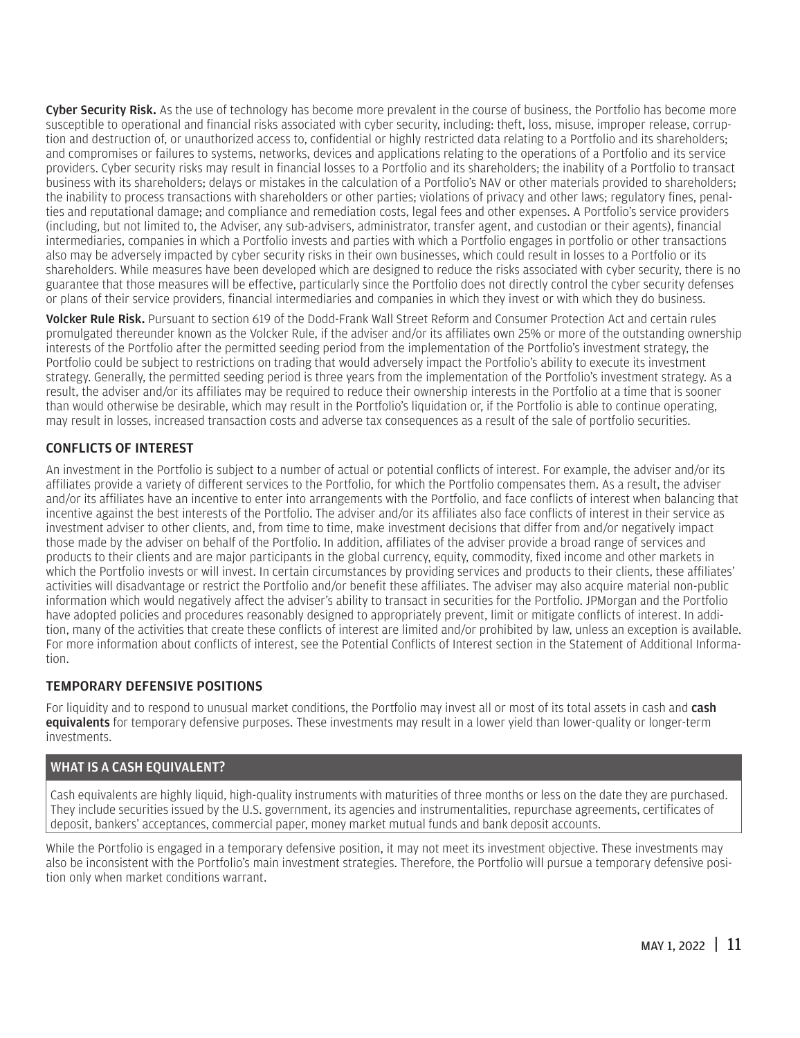**Cyber Security Risk.** As the use of technology has become more prevalent in the course of business, the Portfolio has become more susceptible to operational and financial risks associated with cyber security, including: theft, loss, misuse, improper release, corruption and destruction of, or unauthorized access to, confidential or highly restricted data relating to a Portfolio and its shareholders; and compromises or failures to systems, networks, devices and applications relating to the operations of a Portfolio and its service providers. Cyber security risks may result in financial losses to a Portfolio and its shareholders; the inability of a Portfolio to transact business with its shareholders; delays or mistakes in the calculation of a Portfolio's NAV or other materials provided to shareholders; the inability to process transactions with shareholders or other parties; violations of privacy and other laws; regulatory fines, penalties and reputational damage; and compliance and remediation costs, legal fees and other expenses. A Portfolio's service providers (including, but not limited to, the Adviser, any sub-advisers, administrator, transfer agent, and custodian or their agents), financial intermediaries, companies in which a Portfolio invests and parties with which a Portfolio engages in portfolio or other transactions also may be adversely impacted by cyber security risks in their own businesses, which could result in losses to a Portfolio or its shareholders. While measures have been developed which are designed to reduce the risks associated with cyber security, there is no guarantee that those measures will be effective, particularly since the Portfolio does not directly control the cyber security defenses or plans of their service providers, financial intermediaries and companies in which they invest or with which they do business.

**Volcker Rule Risk.** Pursuant to section 619 of the Dodd-Frank Wall Street Reform and Consumer Protection Act and certain rules promulgated thereunder known as the Volcker Rule, if the adviser and/or its affiliates own 25% or more of the outstanding ownership interests of the Portfolio after the permitted seeding period from the implementation of the Portfolio's investment strategy, the Portfolio could be subject to restrictions on trading that would adversely impact the Portfolio's ability to execute its investment strategy. Generally, the permitted seeding period is three years from the implementation of the Portfolio's investment strategy. As a result, the adviser and/or its affiliates may be required to reduce their ownership interests in the Portfolio at a time that is sooner than would otherwise be desirable, which may result in the Portfolio's liquidation or, if the Portfolio is able to continue operating, may result in losses, increased transaction costs and adverse tax consequences as a result of the sale of portfolio securities.

## CONFLICTS OF INTEREST

An investment in the Portfolio is subject to a number of actual or potential conflicts of interest. For example, the adviser and/or its affiliates provide a variety of different services to the Portfolio, for which the Portfolio compensates them. As a result, the adviser and/or its affiliates have an incentive to enter into arrangements with the Portfolio, and face conflicts of interest when balancing that incentive against the best interests of the Portfolio. The adviser and/or its affiliates also face conflicts of interest in their service as investment adviser to other clients, and, from time to time, make investment decisions that differ from and/or negatively impact those made by the adviser on behalf of the Portfolio. In addition, affiliates of the adviser provide a broad range of services and products to their clients and are major participants in the global currency, equity, commodity, fixed income and other markets in which the Portfolio invests or will invest. In certain circumstances by providing services and products to their clients, these affiliates' activities will disadvantage or restrict the Portfolio and/or benefit these affiliates. The adviser may also acquire material non-public information which would negatively affect the adviser's ability to transact in securities for the Portfolio. JPMorgan and the Portfolio have adopted policies and procedures reasonably designed to appropriately prevent, limit or mitigate conflicts of interest. In addition, many of the activities that create these conflicts of interest are limited and/or prohibited by law, unless an exception is available. For more information about conflicts of interest, see the Potential Conflicts of Interest section in the Statement of Additional Information.

## TEMPORARY DEFENSIVE POSITIONS

For liquidity and to respond to unusual market conditions, the Portfolio may invest all or most of its total assets in cash and **cash equivalents** for temporary defensive purposes. These investments may result in a lower yield than lower-quality or longer-term investments.

### WHAT IS A CASH EQUIVALENT?

Cash equivalents are highly liquid, high-quality instruments with maturities of three months or less on the date they are purchased. They include securities issued by the U.S. government, its agencies and instrumentalities, repurchase agreements, certificates of deposit, bankers' acceptances, commercial paper, money market mutual funds and bank deposit accounts.

While the Portfolio is engaged in a temporary defensive position, it may not meet its investment objective. These investments may also be inconsistent with the Portfolio's main investment strategies. Therefore, the Portfolio will pursue a temporary defensive position only when market conditions warrant.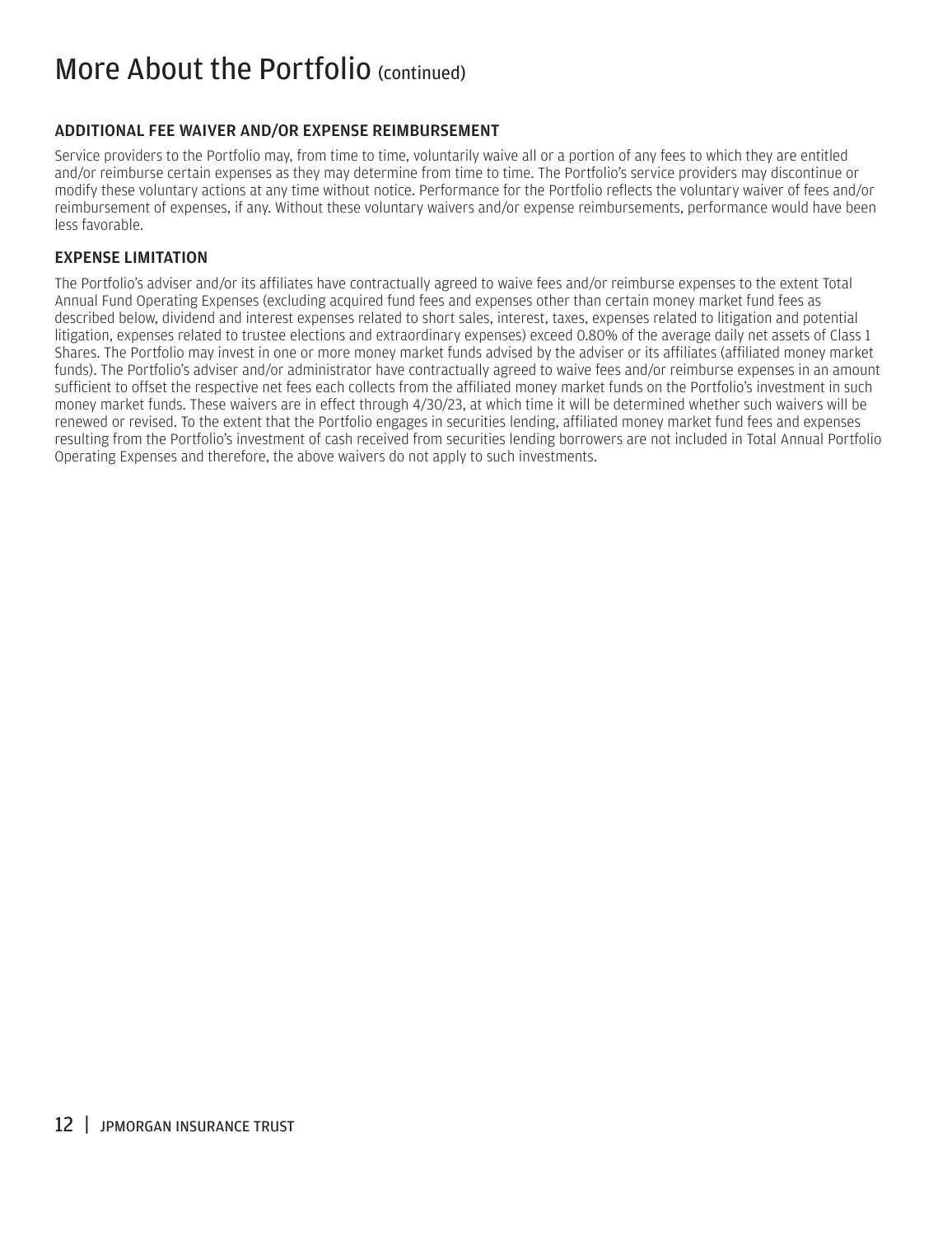# More About the Portfolio (continued)

### ADDITIONAL FEE WAIVER AND/OR EXPENSE REIMBURSEMENT

Service providers to the Portfolio may, from time to time, voluntarily waive all or a portion of any fees to which they are entitled and/or reimburse certain expenses as they may determine from time to time. The Portfolio's service providers may discontinue or modify these voluntary actions at any time without notice. Performance for the Portfolio reflects the voluntary waiver of fees and/or reimbursement of expenses, if any. Without these voluntary waivers and/or expense reimbursements, performance would have been less favorable.

### EXPENSE LIMITATION

The Portfolio's adviser and/or its affiliates have contractually agreed to waive fees and/or reimburse expenses to the extent Total Annual Fund Operating Expenses (excluding acquired fund fees and expenses other than certain money market fund fees as described below, dividend and interest expenses related to short sales, interest, taxes, expenses related to litigation and potential litigation, expenses related to trustee elections and extraordinary expenses) exceed 0.80% of the average daily net assets of Class 1 Shares. The Portfolio may invest in one or more money market funds advised by the adviser or its affiliates (affiliated money market funds). The Portfolio's adviser and/or administrator have contractually agreed to waive fees and/or reimburse expenses in an amount sufficient to offset the respective net fees each collects from the affiliated money market funds on the Portfolio's investment in such money market funds. These waivers are in effect through 4/30/23, at which time it will be determined whether such waivers will be renewed or revised. To the extent that the Portfolio engages in securities lending, affiliated money market fund fees and expenses resulting from the Portfolio's investment of cash received from securities lending borrowers are not included in Total Annual Portfolio Operating Expenses and therefore, the above waivers do not apply to such investments.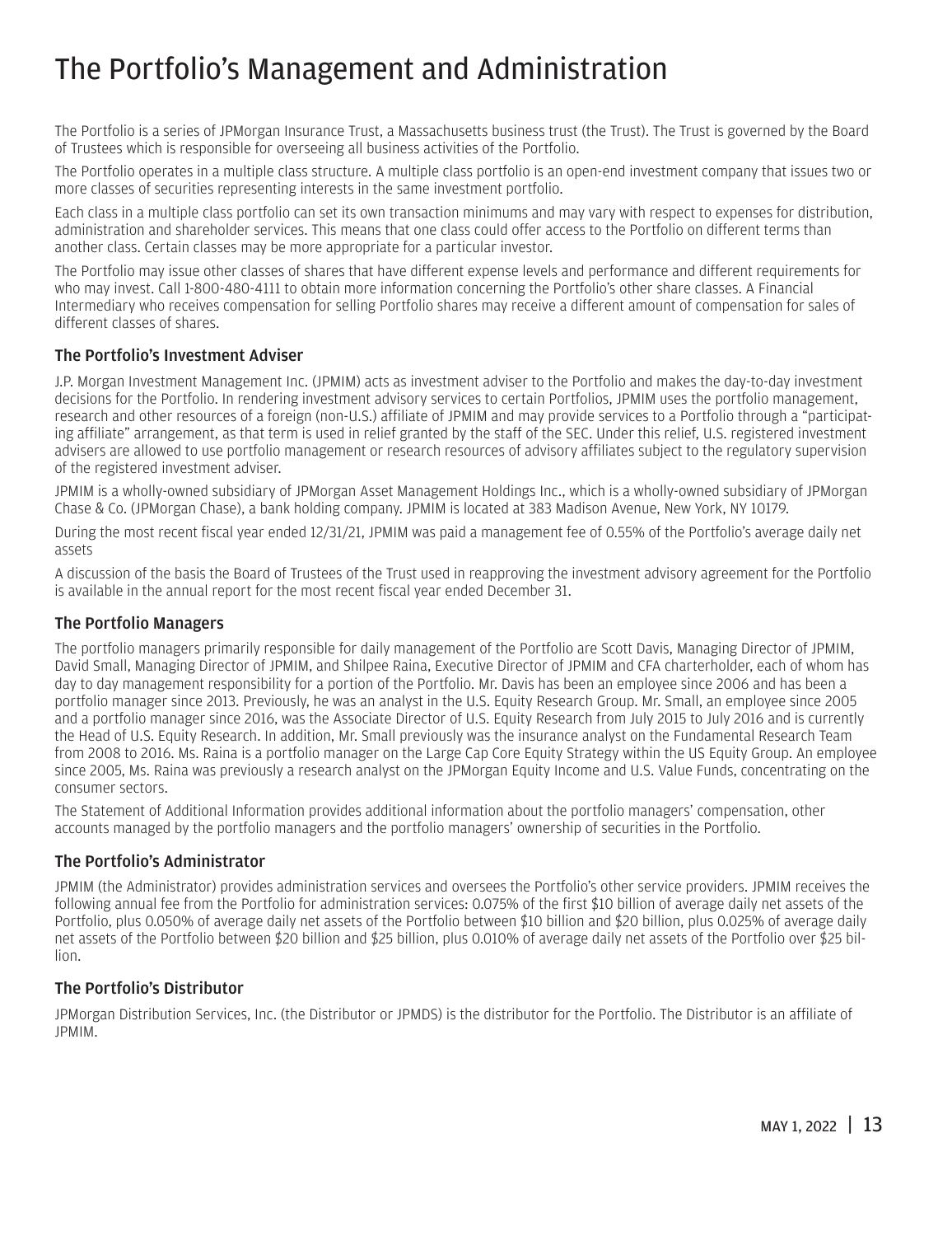# The Portfolio's Management and Administration

The Portfolio is a series of JPMorgan Insurance Trust, a Massachusetts business trust (the Trust). The Trust is governed by the Board of Trustees which is responsible for overseeing all business activities of the Portfolio.

The Portfolio operates in a multiple class structure. A multiple class portfolio is an open-end investment company that issues two or more classes of securities representing interests in the same investment portfolio.

Each class in a multiple class portfolio can set its own transaction minimums and may vary with respect to expenses for distribution, administration and shareholder services. This means that one class could offer access to the Portfolio on different terms than another class. Certain classes may be more appropriate for a particular investor.

The Portfolio may issue other classes of shares that have different expense levels and performance and different requirements for who may invest. Call 1-800-480-4111 to obtain more information concerning the Portfolio's other share classes. A Financial Intermediary who receives compensation for selling Portfolio shares may receive a different amount of compensation for sales of different classes of shares.

### The Portfolio's Investment Adviser

J.P. Morgan Investment Management Inc. (JPMIM) acts as investment adviser to the Portfolio and makes the day-to-day investment decisions for the Portfolio. In rendering investment advisory services to certain Portfolios, JPMIM uses the portfolio management, research and other resources of a foreign (non-U.S.) affiliate of JPMIM and may provide services to a Portfolio through a "participating affiliate" arrangement, as that term is used in relief granted by the staff of the SEC. Under this relief, U.S. registered investment advisers are allowed to use portfolio management or research resources of advisory affiliates subject to the regulatory supervision of the registered investment adviser.

JPMIM is a wholly-owned subsidiary of JPMorgan Asset Management Holdings Inc., which is a wholly-owned subsidiary of JPMorgan Chase & Co. (JPMorgan Chase), a bank holding company. JPMIM is located at 383 Madison Avenue, New York, NY 10179.

During the most recent fiscal year ended 12/31/21, JPMIM was paid a management fee of 0.55% of the Portfolio's average daily net assets

A discussion of the basis the Board of Trustees of the Trust used in reapproving the investment advisory agreement for the Portfolio is available in the annual report for the most recent fiscal year ended December 31.

### The Portfolio Managers

The portfolio managers primarily responsible for daily management of the Portfolio are Scott Davis, Managing Director of JPMIM, David Small, Managing Director of JPMIM, and Shilpee Raina, Executive Director of JPMIM and CFA charterholder, each of whom has day to day management responsibility for a portion of the Portfolio. Mr. Davis has been an employee since 2006 and has been a portfolio manager since 2013. Previously, he was an analyst in the U.S. Equity Research Group. Mr. Small, an employee since 2005 and a portfolio manager since 2016, was the Associate Director of U.S. Equity Research from July 2015 to July 2016 and is currently the Head of U.S. Equity Research. In addition, Mr. Small previously was the insurance analyst on the Fundamental Research Team from 2008 to 2016. Ms. Raina is a portfolio manager on the Large Cap Core Equity Strategy within the US Equity Group. An employee since 2005, Ms. Raina was previously a research analyst on the JPMorgan Equity Income and U.S. Value Funds, concentrating on the consumer sectors.

The Statement of Additional Information provides additional information about the portfolio managers' compensation, other accounts managed by the portfolio managers and the portfolio managers' ownership of securities in the Portfolio.

### The Portfolio's Administrator

JPMIM (the Administrator) provides administration services and oversees the Portfolio's other service providers. JPMIM receives the following annual fee from the Portfolio for administration services: 0.075% of the first $10 billion of average daily net assets of the Portfolio, plus 0.050% of average daily net assets of the Portfolio between $10 billion and $20 billion, plus 0.025% of average daily net assets of the Portfolio between $20 billion and $25 billion, plus 0.010% of average daily net assets of the Portfolio over $25 billion.

### The Portfolio's Distributor

JPMorgan Distribution Services, Inc. (the Distributor or JPMDS) is the distributor for the Portfolio. The Distributor is an affiliate of JPMIM.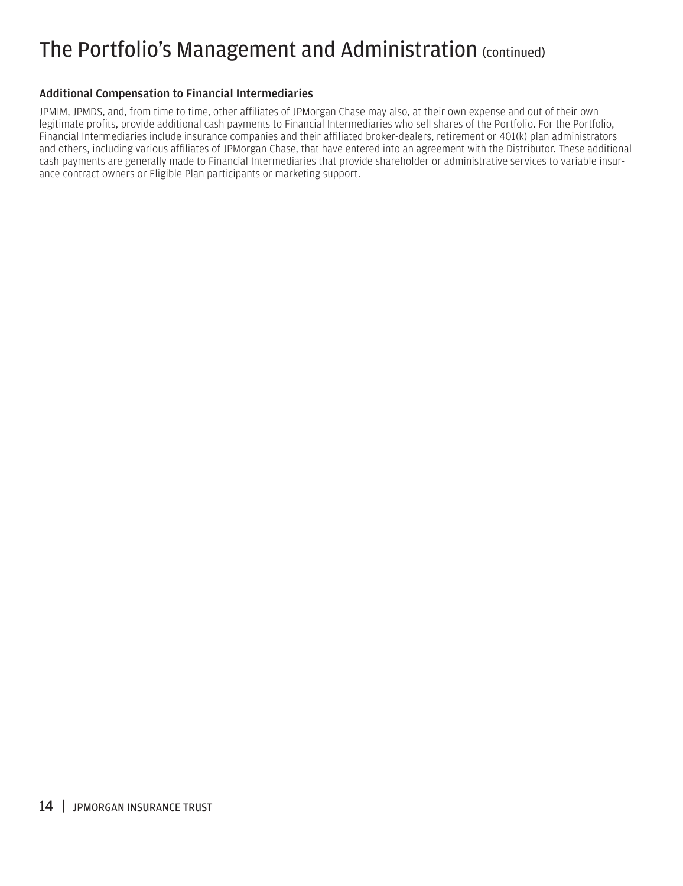# The Portfolio's Management and Administration (continued)

### Additional Compensation to Financial Intermediaries

JPMIM, JPMDS, and, from time to time, other affiliates of JPMorgan Chase may also, at their own expense and out of their own legitimate profits, provide additional cash payments to Financial Intermediaries who sell shares of the Portfolio. For the Portfolio, Financial Intermediaries include insurance companies and their affiliated broker-dealers, retirement or 401(k) plan administrators and others, including various affiliates of JPMorgan Chase, that have entered into an agreement with the Distributor. These additional cash payments are generally made to Financial Intermediaries that provide shareholder or administrative services to variable insurance contract owners or Eligible Plan participants or marketing support.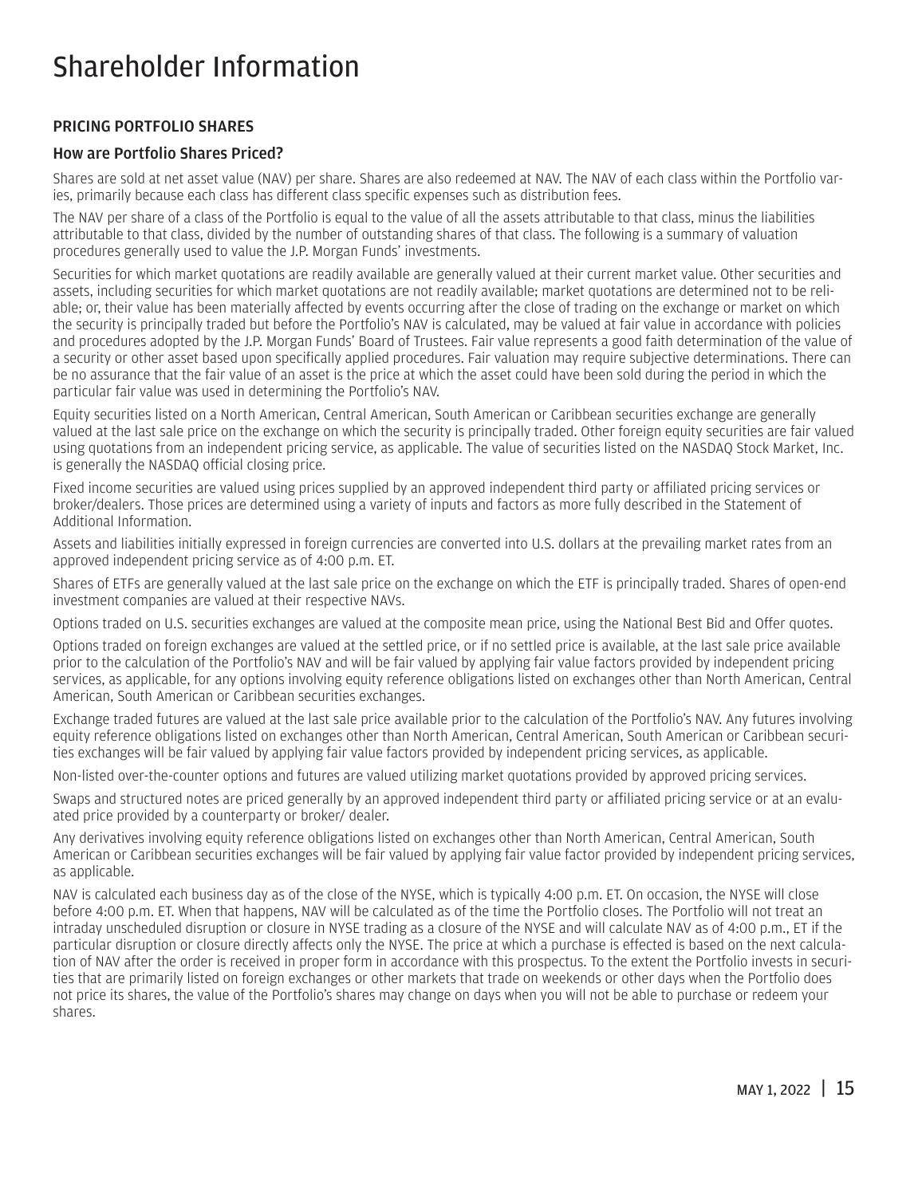# Shareholder Information

## PRICING PORTFOLIO SHARES

### How are Portfolio Shares Priced?

Shares are sold at net asset value (NAV) per share. Shares are also redeemed at NAV. The NAV of each class within the Portfolio varies, primarily because each class has different class specific expenses such as distribution fees.

The NAV per share of a class of the Portfolio is equal to the value of all the assets attributable to that class, minus the liabilities attributable to that class, divided by the number of outstanding shares of that class. The following is a summary of valuation procedures generally used to value the J.P. Morgan Funds' investments.

Securities for which market quotations are readily available are generally valued at their current market value. Other securities and assets, including securities for which market quotations are not readily available; market quotations are determined not to be reliable; or, their value has been materially affected by events occurring after the close of trading on the exchange or market on which the security is principally traded but before the Portfolio's NAV is calculated, may be valued at fair value in accordance with policies and procedures adopted by the J.P. Morgan Funds' Board of Trustees. Fair value represents a good faith determination of the value of a security or other asset based upon specifically applied procedures. Fair valuation may require subjective determinations. There can be no assurance that the fair value of an asset is the price at which the asset could have been sold during the period in which the particular fair value was used in determining the Portfolio's NAV.

Equity securities listed on a North American, Central American, South American or Caribbean securities exchange are generally valued at the last sale price on the exchange on which the security is principally traded. Other foreign equity securities are fair valued using quotations from an independent pricing service, as applicable. The value of securities listed on the NASDAQ Stock Market, Inc. is generally the NASDAQ official closing price.

Fixed income securities are valued using prices supplied by an approved independent third party or affiliated pricing services or broker/dealers. Those prices are determined using a variety of inputs and factors as more fully described in the Statement of Additional Information.

Assets and liabilities initially expressed in foreign currencies are converted into U.S. dollars at the prevailing market rates from an approved independent pricing service as of 4:00 p.m. ET.

Shares of ETFs are generally valued at the last sale price on the exchange on which the ETF is principally traded. Shares of open-end investment companies are valued at their respective NAVs.

Options traded on U.S. securities exchanges are valued at the composite mean price, using the National Best Bid and Offer quotes.

Options traded on foreign exchanges are valued at the settled price, or if no settled price is available, at the last sale price available prior to the calculation of the Portfolio's NAV and will be fair valued by applying fair value factors provided by independent pricing services, as applicable, for any options involving equity reference obligations listed on exchanges other than North American, Central American, South American or Caribbean securities exchanges.

Exchange traded futures are valued at the last sale price available prior to the calculation of the Portfolio's NAV. Any futures involving equity reference obligations listed on exchanges other than North American, Central American, South American or Caribbean securities exchanges will be fair valued by applying fair value factors provided by independent pricing services, as applicable.

Non-listed over-the-counter options and futures are valued utilizing market quotations provided by approved pricing services.

Swaps and structured notes are priced generally by an approved independent third party or affiliated pricing service or at an evaluated price provided by a counterparty or broker/ dealer.

Any derivatives involving equity reference obligations listed on exchanges other than North American, Central American, South American or Caribbean securities exchanges will be fair valued by applying fair value factor provided by independent pricing services, as applicable.

NAV is calculated each business day as of the close of the NYSE, which is typically 4:00 p.m. ET. On occasion, the NYSE will close before 4:00 p.m. ET. When that happens, NAV will be calculated as of the time the Portfolio closes. The Portfolio will not treat an intraday unscheduled disruption or closure in NYSE trading as a closure of the NYSE and will calculate NAV as of 4:00 p.m., ET if the particular disruption or closure directly affects only the NYSE. The price at which a purchase is effected is based on the next calculation of NAV after the order is received in proper form in accordance with this prospectus. To the extent the Portfolio invests in securities that are primarily listed on foreign exchanges or other markets that trade on weekends or other days when the Portfolio does not price its shares, the value of the Portfolio's shares may change on days when you will not be able to purchase or redeem your shares.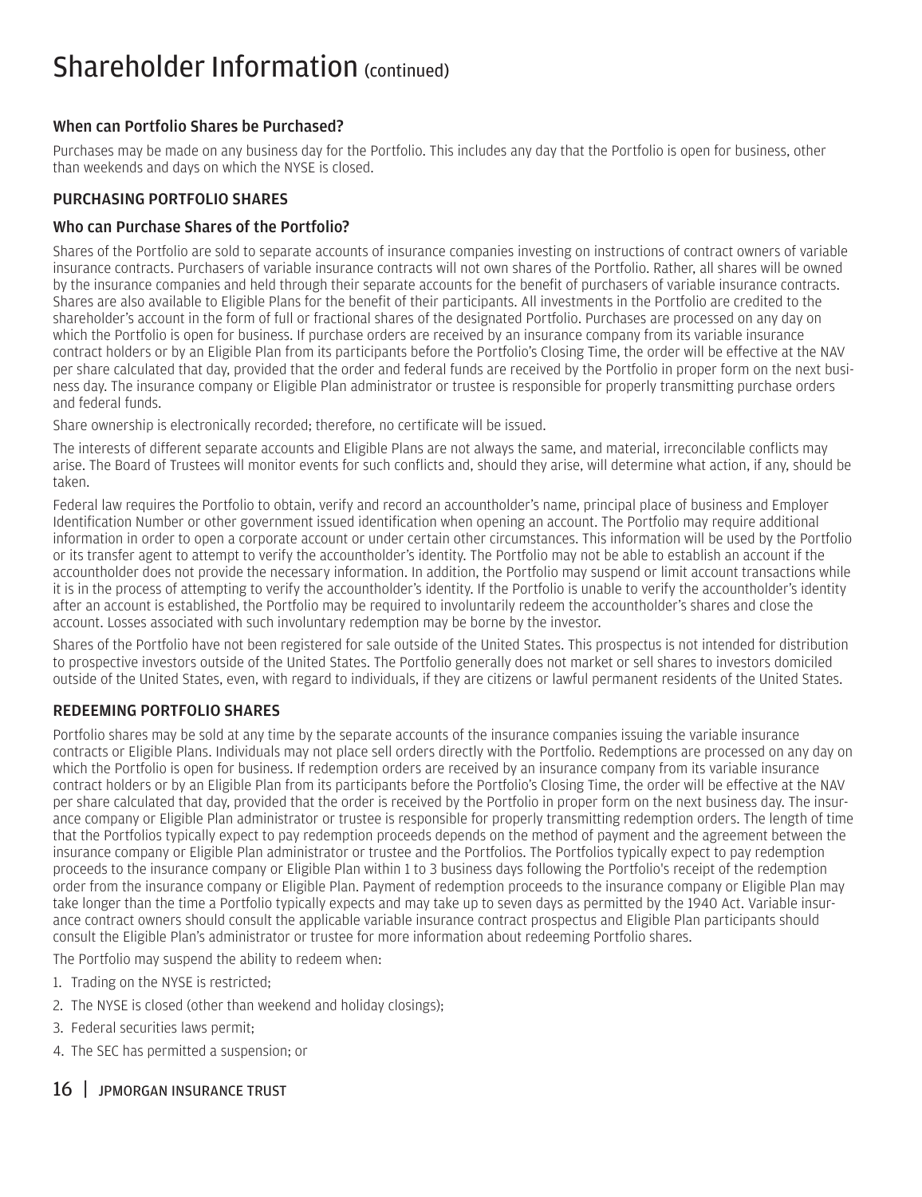# Shareholder Information (continued)

### When can Portfolio Shares be Purchased?

Purchases may be made on any business day for the Portfolio. This includes any day that the Portfolio is open for business, other than weekends and days on which the NYSE is closed.

## PURCHASING PORTFOLIO SHARES

### Who can Purchase Shares of the Portfolio?

Shares of the Portfolio are sold to separate accounts of insurance companies investing on instructions of contract owners of variable insurance contracts. Purchasers of variable insurance contracts will not own shares of the Portfolio. Rather, all shares will be owned by the insurance companies and held through their separate accounts for the benefit of purchasers of variable insurance contracts. Shares are also available to Eligible Plans for the benefit of their participants. All investments in the Portfolio are credited to the shareholder's account in the form of full or fractional shares of the designated Portfolio. Purchases are processed on any day on which the Portfolio is open for business. If purchase orders are received by an insurance company from its variable insurance contract holders or by an Eligible Plan from its participants before the Portfolio's Closing Time, the order will be effective at the NAV per share calculated that day, provided that the order and federal funds are received by the Portfolio in proper form on the next business day. The insurance company or Eligible Plan administrator or trustee is responsible for properly transmitting purchase orders and federal funds.

Share ownership is electronically recorded; therefore, no certificate will be issued.

The interests of different separate accounts and Eligible Plans are not always the same, and material, irreconcilable conflicts may arise. The Board of Trustees will monitor events for such conflicts and, should they arise, will determine what action, if any, should be taken.

Federal law requires the Portfolio to obtain, verify and record an accountholder's name, principal place of business and Employer Identification Number or other government issued identification when opening an account. The Portfolio may require additional information in order to open a corporate account or under certain other circumstances. This information will be used by the Portfolio or its transfer agent to attempt to verify the accountholder's identity. The Portfolio may not be able to establish an account if the accountholder does not provide the necessary information. In addition, the Portfolio may suspend or limit account transactions while it is in the process of attempting to verify the accountholder's identity. If the Portfolio is unable to verify the accountholder's identity after an account is established, the Portfolio may be required to involuntarily redeem the accountholder's shares and close the account. Losses associated with such involuntary redemption may be borne by the investor.

Shares of the Portfolio have not been registered for sale outside of the United States. This prospectus is not intended for distribution to prospective investors outside of the United States. The Portfolio generally does not market or sell shares to investors domiciled outside of the United States, even, with regard to individuals, if they are citizens or lawful permanent residents of the United States.

## REDEEMING PORTFOLIO SHARES

Portfolio shares may be sold at any time by the separate accounts of the insurance companies issuing the variable insurance contracts or Eligible Plans. Individuals may not place sell orders directly with the Portfolio. Redemptions are processed on any day on which the Portfolio is open for business. If redemption orders are received by an insurance company from its variable insurance contract holders or by an Eligible Plan from its participants before the Portfolio's Closing Time, the order will be effective at the NAV per share calculated that day, provided that the order is received by the Portfolio in proper form on the next business day. The insurance company or Eligible Plan administrator or trustee is responsible for properly transmitting redemption orders. The length of time that the Portfolios typically expect to pay redemption proceeds depends on the method of payment and the agreement between the insurance company or Eligible Plan administrator or trustee and the Portfolios. The Portfolios typically expect to pay redemption proceeds to the insurance company or Eligible Plan within 1 to 3 business days following the Portfolio's receipt of the redemption order from the insurance company or Eligible Plan. Payment of redemption proceeds to the insurance company or Eligible Plan may take longer than the time a Portfolio typically expects and may take up to seven days as permitted by the 1940 Act. Variable insurance contract owners should consult the applicable variable insurance contract prospectus and Eligible Plan participants should consult the Eligible Plan's administrator or trustee for more information about redeeming Portfolio shares.

The Portfolio may suspend the ability to redeem when:

1. Trading on the NYSE is restricted;
2. The NYSE is closed (other than weekend and holiday closings);
3. Federal securities laws permit;
4. The SEC has permitted a suspension; or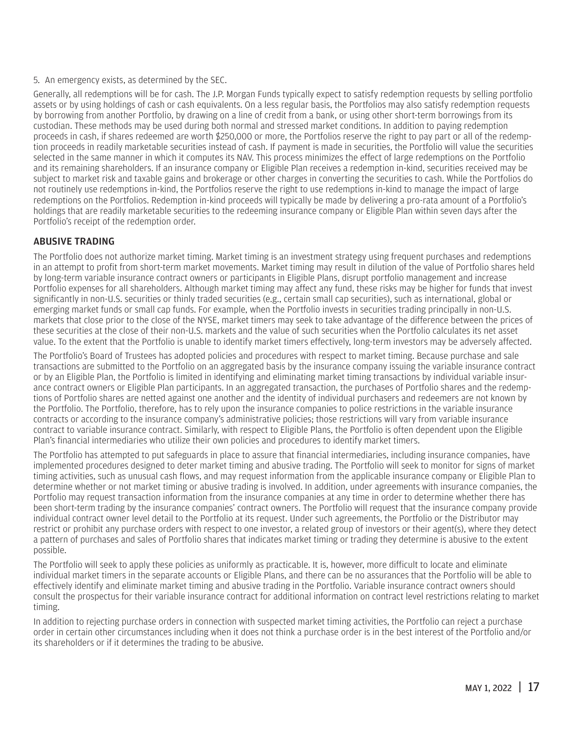5. An emergency exists, as determined by the SEC.

Generally, all redemptions will be for cash. The J.P. Morgan Funds typically expect to satisfy redemption requests by selling portfolio assets or by using holdings of cash or cash equivalents. On a less regular basis, the Portfolios may also satisfy redemption requests by borrowing from another Portfolio, by drawing on a line of credit from a bank, or using other short-term borrowings from its custodian. These methods may be used during both normal and stressed market conditions. In addition to paying redemption proceeds in cash, if shares redeemed are worth $250,000 or more, the Portfolios reserve the right to pay part or all of the redemption proceeds in readily marketable securities instead of cash. If payment is made in securities, the Portfolio will value the securities selected in the same manner in which it computes its NAV. This process minimizes the effect of large redemptions on the Portfolio and its remaining shareholders. If an insurance company or Eligible Plan receives a redemption in-kind, securities received may be subject to market risk and taxable gains and brokerage or other charges in converting the securities to cash. While the Portfolios do not routinely use redemptions in-kind, the Portfolios reserve the right to use redemptions in-kind to manage the impact of large redemptions on the Portfolios. Redemption in-kind proceeds will typically be made by delivering a pro-rata amount of a Portfolio's holdings that are readily marketable securities to the redeeming insurance company or Eligible Plan within seven days after the Portfolio's receipt of the redemption order.

## ABUSIVE TRADING

The Portfolio does not authorize market timing. Market timing is an investment strategy using frequent purchases and redemptions in an attempt to profit from short-term market movements. Market timing may result in dilution of the value of Portfolio shares held by long-term variable insurance contract owners or participants in Eligible Plans, disrupt portfolio management and increase Portfolio expenses for all shareholders. Although market timing may affect any fund, these risks may be higher for funds that invest significantly in non-U.S. securities or thinly traded securities (e.g., certain small cap securities), such as international, global or emerging market funds or small cap funds. For example, when the Portfolio invests in securities trading principally in non-U.S. markets that close prior to the close of the NYSE, market timers may seek to take advantage of the difference between the prices of these securities at the close of their non-U.S. markets and the value of such securities when the Portfolio calculates its net asset value. To the extent that the Portfolio is unable to identify market timers effectively, long-term investors may be adversely affected.

The Portfolio's Board of Trustees has adopted policies and procedures with respect to market timing. Because purchase and sale transactions are submitted to the Portfolio on an aggregated basis by the insurance company issuing the variable insurance contract or by an Eligible Plan, the Portfolio is limited in identifying and eliminating market timing transactions by individual variable insurance contract owners or Eligible Plan participants. In an aggregated transaction, the purchases of Portfolio shares and the redemptions of Portfolio shares are netted against one another and the identity of individual purchasers and redeemers are not known by the Portfolio. The Portfolio, therefore, has to rely upon the insurance companies to police restrictions in the variable insurance contracts or according to the insurance company's administrative policies; those restrictions will vary from variable insurance contract to variable insurance contract. Similarly, with respect to Eligible Plans, the Portfolio is often dependent upon the Eligible Plan's financial intermediaries who utilize their own policies and procedures to identify market timers.

The Portfolio has attempted to put safeguards in place to assure that financial intermediaries, including insurance companies, have implemented procedures designed to deter market timing and abusive trading. The Portfolio will seek to monitor for signs of market timing activities, such as unusual cash flows, and may request information from the applicable insurance company or Eligible Plan to determine whether or not market timing or abusive trading is involved. In addition, under agreements with insurance companies, the Portfolio may request transaction information from the insurance companies at any time in order to determine whether there has been short-term trading by the insurance companies' contract owners. The Portfolio will request that the insurance company provide individual contract owner level detail to the Portfolio at its request. Under such agreements, the Portfolio or the Distributor may restrict or prohibit any purchase orders with respect to one investor, a related group of investors or their agent(s), where they detect a pattern of purchases and sales of Portfolio shares that indicates market timing or trading they determine is abusive to the extent possible.

The Portfolio will seek to apply these policies as uniformly as practicable. It is, however, more difficult to locate and eliminate individual market timers in the separate accounts or Eligible Plans, and there can be no assurances that the Portfolio will be able to effectively identify and eliminate market timing and abusive trading in the Portfolio. Variable insurance contract owners should consult the prospectus for their variable insurance contract for additional information on contract level restrictions relating to market timing.

In addition to rejecting purchase orders in connection with suspected market timing activities, the Portfolio can reject a purchase order in certain other circumstances including when it does not think a purchase order is in the best interest of the Portfolio and/or its shareholders or if it determines the trading to be abusive.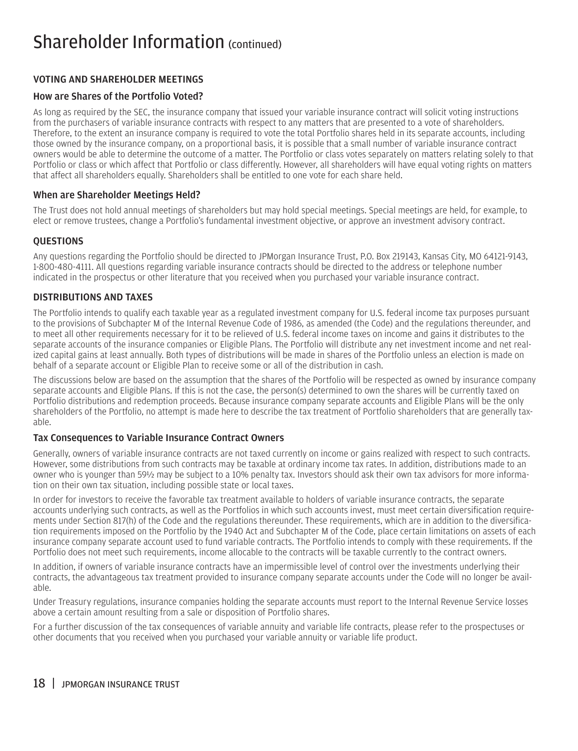# Shareholder Information (continued)

## VOTING AND SHAREHOLDER MEETINGS

### How are Shares of the Portfolio Voted?

As long as required by the SEC, the insurance company that issued your variable insurance contract will solicit voting instructions from the purchasers of variable insurance contracts with respect to any matters that are presented to a vote of shareholders. Therefore, to the extent an insurance company is required to vote the total Portfolio shares held in its separate accounts, including those owned by the insurance company, on a proportional basis, it is possible that a small number of variable insurance contract owners would be able to determine the outcome of a matter. The Portfolio or class votes separately on matters relating solely to that Portfolio or class or which affect that Portfolio or class differently. However, all shareholders will have equal voting rights on matters that affect all shareholders equally. Shareholders shall be entitled to one vote for each share held.

### When are Shareholder Meetings Held?

The Trust does not hold annual meetings of shareholders but may hold special meetings. Special meetings are held, for example, to elect or remove trustees, change a Portfolio's fundamental investment objective, or approve an investment advisory contract.

## QUESTIONS

Any questions regarding the Portfolio should be directed to JPMorgan Insurance Trust, P.O. Box 219143, Kansas City, MO 64121-9143, 1-800-480-4111. All questions regarding variable insurance contracts should be directed to the address or telephone number indicated in the prospectus or other literature that you received when you purchased your variable insurance contract.

## DISTRIBUTIONS AND TAXES

The Portfolio intends to qualify each taxable year as a regulated investment company for U.S. federal income tax purposes pursuant to the provisions of Subchapter M of the Internal Revenue Code of 1986, as amended (the Code) and the regulations thereunder, and to meet all other requirements necessary for it to be relieved of U.S. federal income taxes on income and gains it distributes to the separate accounts of the insurance companies or Eligible Plans. The Portfolio will distribute any net investment income and net realized capital gains at least annually. Both types of distributions will be made in shares of the Portfolio unless an election is made on behalf of a separate account or Eligible Plan to receive some or all of the distribution in cash.

The discussions below are based on the assumption that the shares of the Portfolio will be respected as owned by insurance company separate accounts and Eligible Plans. If this is not the case, the person(s) determined to own the shares will be currently taxed on Portfolio distributions and redemption proceeds. Because insurance company separate accounts and Eligible Plans will be the only shareholders of the Portfolio, no attempt is made here to describe the tax treatment of Portfolio shareholders that are generally taxable.

### Tax Consequences to Variable Insurance Contract Owners

Generally, owners of variable insurance contracts are not taxed currently on income or gains realized with respect to such contracts. However, some distributions from such contracts may be taxable at ordinary income tax rates. In addition, distributions made to an owner who is younger than 59½ may be subject to a 10% penalty tax. Investors should ask their own tax advisors for more information on their own tax situation, including possible state or local taxes.

In order for investors to receive the favorable tax treatment available to holders of variable insurance contracts, the separate accounts underlying such contracts, as well as the Portfolios in which such accounts invest, must meet certain diversification requirements under Section 817(h) of the Code and the regulations thereunder. These requirements, which are in addition to the diversification requirements imposed on the Portfolio by the 1940 Act and Subchapter M of the Code, place certain limitations on assets of each insurance company separate account used to fund variable contracts. The Portfolio intends to comply with these requirements. If the Portfolio does not meet such requirements, income allocable to the contracts will be taxable currently to the contract owners.

In addition, if owners of variable insurance contracts have an impermissible level of control over the investments underlying their contracts, the advantageous tax treatment provided to insurance company separate accounts under the Code will no longer be available.

Under Treasury regulations, insurance companies holding the separate accounts must report to the Internal Revenue Service losses above a certain amount resulting from a sale or disposition of Portfolio shares.

For a further discussion of the tax consequences of variable annuity and variable life contracts, please refer to the prospectuses or other documents that you received when you purchased your variable annuity or variable life product.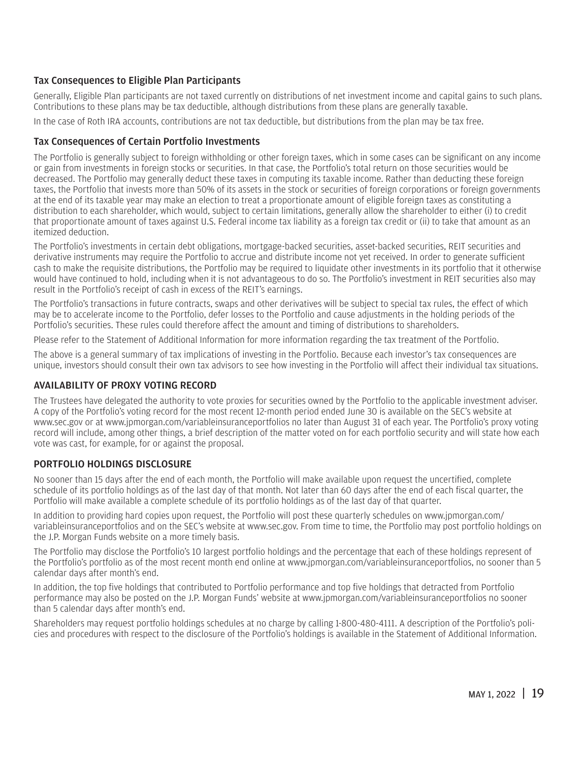### Tax Consequences to Eligible Plan Participants

Generally, Eligible Plan participants are not taxed currently on distributions of net investment income and capital gains to such plans. Contributions to these plans may be tax deductible, although distributions from these plans are generally taxable.

In the case of Roth IRA accounts, contributions are not tax deductible, but distributions from the plan may be tax free.

### Tax Consequences of Certain Portfolio Investments

The Portfolio is generally subject to foreign withholding or other foreign taxes, which in some cases can be significant on any income or gain from investments in foreign stocks or securities. In that case, the Portfolio's total return on those securities would be decreased. The Portfolio may generally deduct these taxes in computing its taxable income. Rather than deducting these foreign taxes, the Portfolio that invests more than 50% of its assets in the stock or securities of foreign corporations or foreign governments at the end of its taxable year may make an election to treat a proportionate amount of eligible foreign taxes as constituting a distribution to each shareholder, which would, subject to certain limitations, generally allow the shareholder to either (i) to credit that proportionate amount of taxes against U.S. Federal income tax liability as a foreign tax credit or (ii) to take that amount as an itemized deduction.

The Portfolio's investments in certain debt obligations, mortgage-backed securities, asset-backed securities, REIT securities and derivative instruments may require the Portfolio to accrue and distribute income not yet received. In order to generate sufficient cash to make the requisite distributions, the Portfolio may be required to liquidate other investments in its portfolio that it otherwise would have continued to hold, including when it is not advantageous to do so. The Portfolio's investment in REIT securities also may result in the Portfolio's receipt of cash in excess of the REIT's earnings.

The Portfolio's transactions in future contracts, swaps and other derivatives will be subject to special tax rules, the effect of which may be to accelerate income to the Portfolio, defer losses to the Portfolio and cause adjustments in the holding periods of the Portfolio's securities. These rules could therefore affect the amount and timing of distributions to shareholders.

Please refer to the Statement of Additional Information for more information regarding the tax treatment of the Portfolio.

The above is a general summary of tax implications of investing in the Portfolio. Because each investor's tax consequences are unique, investors should consult their own tax advisors to see how investing in the Portfolio will affect their individual tax situations.

## AVAILABILITY OF PROXY VOTING RECORD

The Trustees have delegated the authority to vote proxies for securities owned by the Portfolio to the applicable investment adviser. A copy of the Portfolio's voting record for the most recent 12-month period ended June 30 is available on the SEC's website at www.sec.gov or at www.jpmorgan.com/variableinsuranceportfolios no later than August 31 of each year. The Portfolio's proxy voting record will include, among other things, a brief description of the matter voted on for each portfolio security and will state how each vote was cast, for example, for or against the proposal.

## PORTFOLIO HOLDINGS DISCLOSURE

No sooner than 15 days after the end of each month, the Portfolio will make available upon request the uncertified, complete schedule of its portfolio holdings as of the last day of that month. Not later than 60 days after the end of each fiscal quarter, the Portfolio will make available a complete schedule of its portfolio holdings as of the last day of that quarter.

In addition to providing hard copies upon request, the Portfolio will post these quarterly schedules on www.jpmorgan.com/variableinsuranceportfolios and on the SEC's website at www.sec.gov. From time to time, the Portfolio may post portfolio holdings on the J.P. Morgan Funds website on a more timely basis.

The Portfolio may disclose the Portfolio's 10 largest portfolio holdings and the percentage that each of these holdings represent of the Portfolio's portfolio as of the most recent month end online at www.jpmorgan.com/variableinsuranceportfolios, no sooner than 5 calendar days after month's end.

In addition, the top five holdings that contributed to Portfolio performance and top five holdings that detracted from Portfolio performance may also be posted on the J.P. Morgan Funds' website at www.jpmorgan.com/variableinsuranceportfolios no sooner than 5 calendar days after month's end.

Shareholders may request portfolio holdings schedules at no charge by calling 1-800-480-4111. A description of the Portfolio's policies and procedures with respect to the disclosure of the Portfolio's holdings is available in the Statement of Additional Information.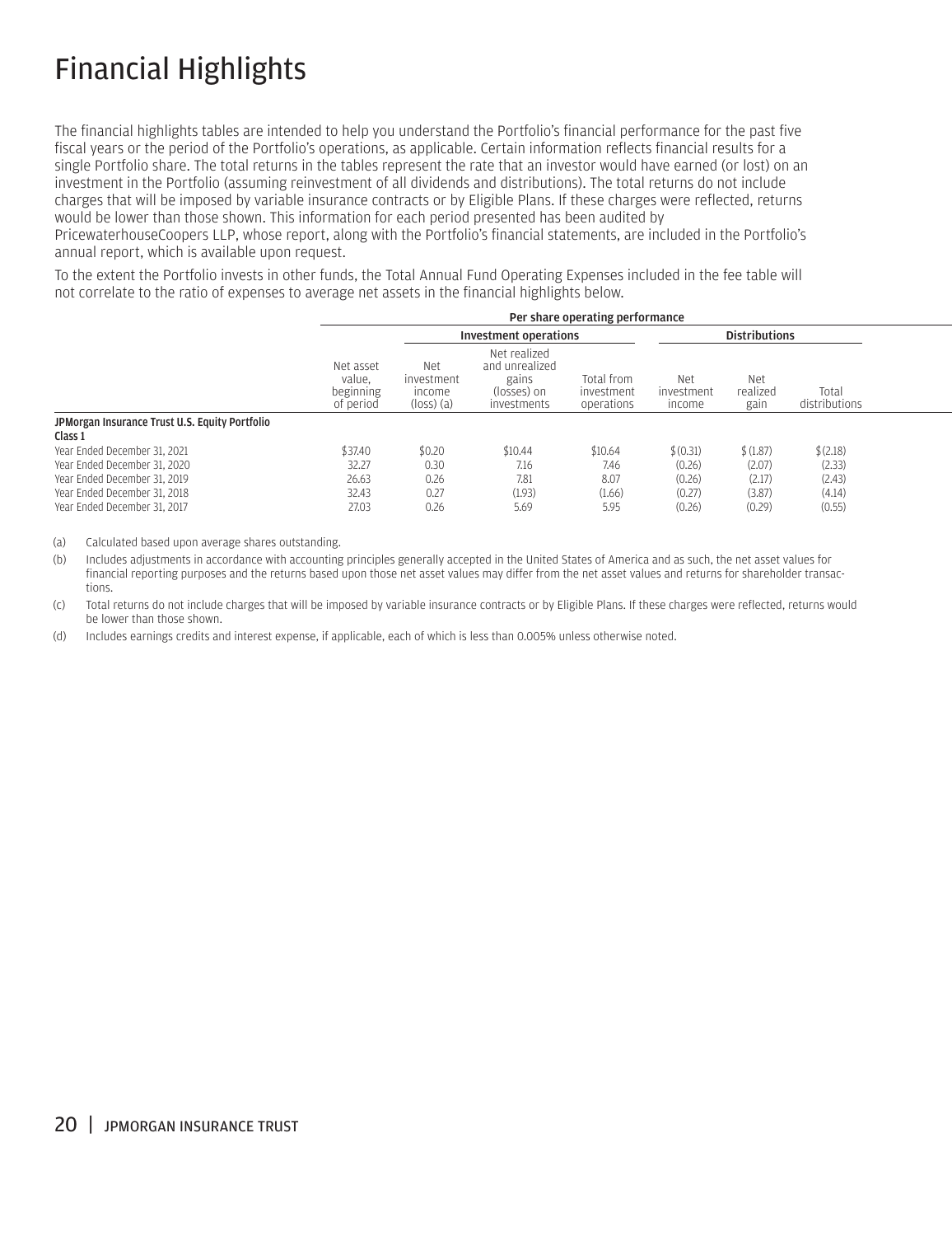# Financial Highlights

The financial highlights tables are intended to help you understand the Portfolio's financial performance for the past five fiscal years or the period of the Portfolio's operations, as applicable. Certain information reflects financial results for a single Portfolio share. The total returns in the tables represent the rate that an investor would have earned (or lost) on an investment in the Portfolio (assuming reinvestment of all dividends and distributions). The total returns do not include charges that will be imposed by variable insurance contracts or by Eligible Plans. If these charges were reflected, returns would be lower than those shown. This information for each period presented has been audited by PricewaterhouseCoopers LLP, whose report, along with the Portfolio's financial statements, are included in the Portfolio's annual report, which is available upon request.

To the extent the Portfolio invests in other funds, the Total Annual Fund Operating Expenses included in the fee table will not correlate to the ratio of expenses to average net assets in the financial highlights below.

| | Per share operating performance | | | | | | |
|---|---|---|---|---|---|---|---|
| | | Investment operations | | | Distributions | | |
| | Net asset value, beginning of period | Net investment income (loss) (a) | Net realized and unrealized gains (losses) on investments | Total from investment operations | Net investment income | Net realized gain | Total distributions |
| **JPMorgan Insurance Trust U.S. Equity Portfolio** | | | | | | | |
| **Class 1** | | | | | | | |
| Year Ended December 31, 2021 | $37.40 | $0.20 | $10.44 | $10.64 | $(0.31) | $(1.87) | $(2.18) |
| Year Ended December 31, 2020 | 32.27 | 0.30 | 7.16 | 7.46 | (0.26) | (2.07) | (2.33) |
| Year Ended December 31, 2019 | 26.63 | 0.26 | 7.81 | 8.07 | (0.26) | (2.17) | (2.43) |
| Year Ended December 31, 2018 | 32.43 | 0.27 | (1.93) | (1.66) | (0.27) | (3.87) | (4.14) |
| Year Ended December 31, 2017 | 27.03 | 0.26 | 5.69 | 5.95 | (0.26) | (0.29) | (0.55) |

(a) Calculated based upon average shares outstanding.

(b) Includes adjustments in accordance with accounting principles generally accepted in the United States of America and as such, the net asset values for financial reporting purposes and the returns based upon those net asset values may differ from the net asset values and returns for shareholder transactions.

(c) Total returns do not include charges that will be imposed by variable insurance contracts or by Eligible Plans. If these charges were reflected, returns would be lower than those shown.

(d) Includes earnings credits and interest expense, if applicable, each of which is less than 0.005% unless otherwise noted.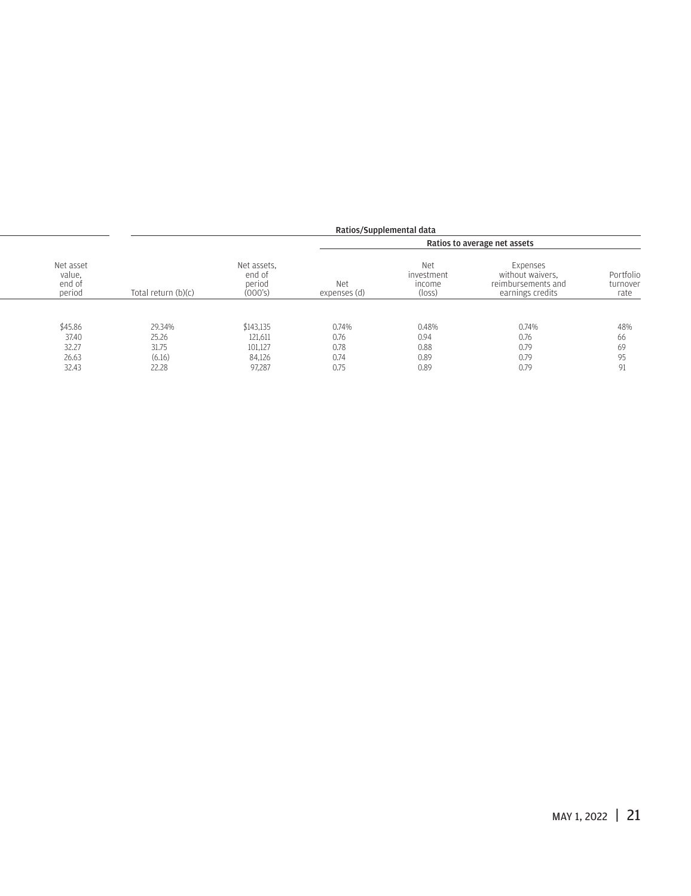| Net asset value, end of period | Total return (b)(c) | Net assets, end of period (000's) | Ratios/Supplemental data | | | |
|---|---|---|---|---|---|---|
| | | | Ratios to average net assets | | | |
| | | | Net expenses (d) | Net investment income (loss) | Expenses without waivers, reimbursements and earnings credits | Portfolio turnover rate |
| $45.86 | 29.34% | $143,135 | 0.74% | 0.48% | 0.74% | 48% |
| 37.40 | 25.26 | 121,611 | 0.76 | 0.94 | 0.76 | 66 |
| 32.27 | 31.75 | 101,127 | 0.78 | 0.88 | 0.79 | 69 |
| 26.63 | (6.16) | 84,126 | 0.74 | 0.89 | 0.79 | 95 |
| 32.43 | 22.28 | 97,287 | 0.75 | 0.89 | 0.79 | 91 |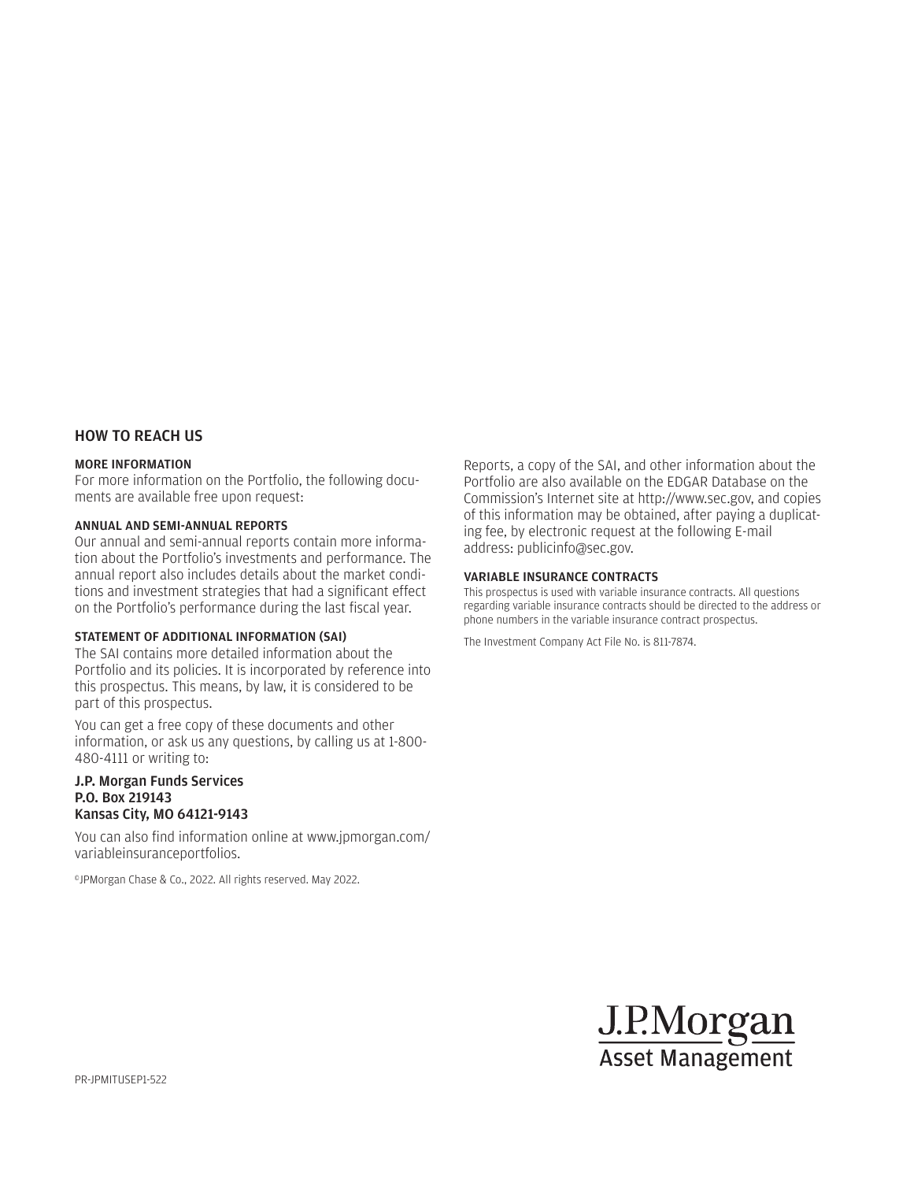## HOW TO REACH US

### MORE INFORMATION

For more information on the Portfolio, the following documents are available free upon request:

### ANNUAL AND SEMI-ANNUAL REPORTS

Our annual and semi-annual reports contain more information about the Portfolio's investments and performance. The annual report also includes details about the market conditions and investment strategies that had a significant effect on the Portfolio's performance during the last fiscal year.

### STATEMENT OF ADDITIONAL INFORMATION (SAI)

The SAI contains more detailed information about the Portfolio and its policies. It is incorporated by reference into this prospectus. This means, by law, it is considered to be part of this prospectus.

You can get a free copy of these documents and other information, or ask us any questions, by calling us at 1-800-480-4111 or writing to:

**J.P. Morgan Funds Services**
**P.O. Box 219143**
**Kansas City, MO 64121-9143**

You can also find information online at www.jpmorgan.com/variableinsuranceportfolios.

©JPMorgan Chase & Co., 2022. All rights reserved. May 2022.

Reports, a copy of the SAI, and other information about the Portfolio are also available on the EDGAR Database on the Commission's Internet site at http://www.sec.gov, and copies of this information may be obtained, after paying a duplicating fee, by electronic request at the following E-mail address: publicinfo@sec.gov.

### VARIABLE INSURANCE CONTRACTS

This prospectus is used with variable insurance contracts. All questions regarding variable insurance contracts should be directed to the address or phone numbers in the variable insurance contract prospectus.

The Investment Company Act File No. is 811-7874.

J.P.Morgan
Asset Management

PR-JPMITUSEP1-522